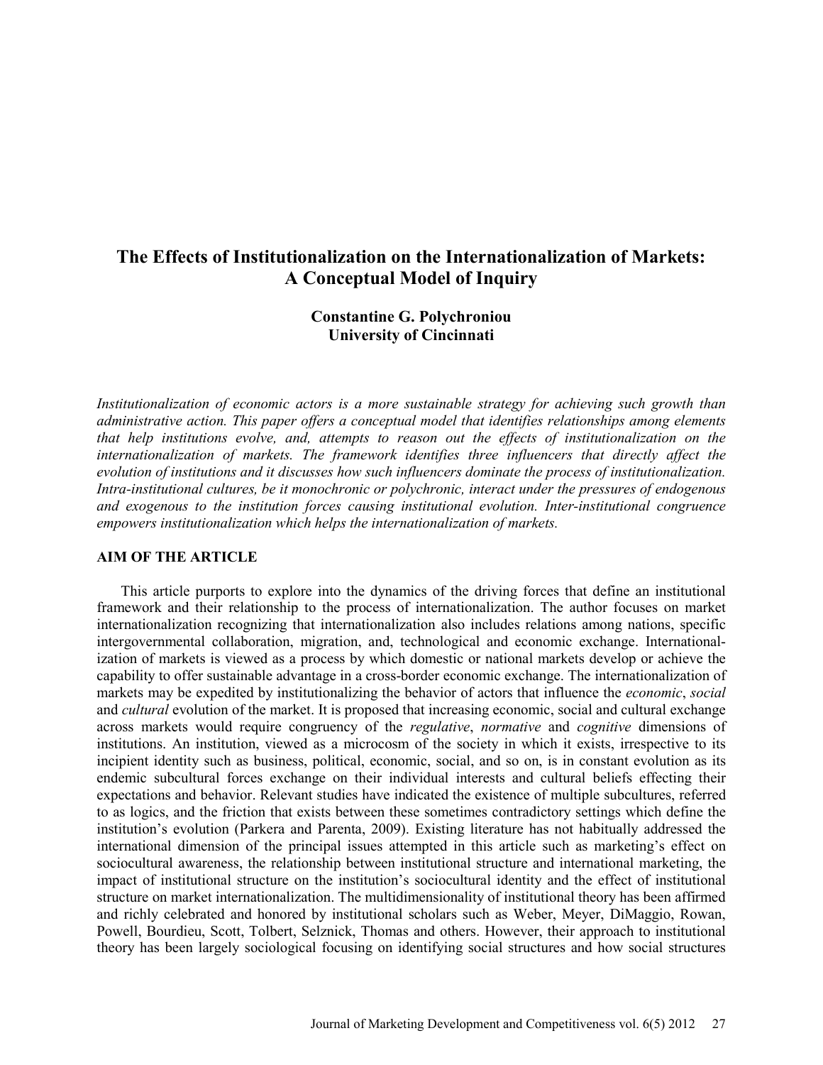# The Effects of Institutionalization on the Internationalization of Markets: A Conceptual Model of Inquiry

**Constantine G. Polychroniou**
**University of Cincinnati**

*Institutionalization of economic actors is a more sustainable strategy for achieving such growth than administrative action. This paper offers a conceptual model that identifies relationships among elements that help institutions evolve, and, attempts to reason out the effects of institutionalization on the internationalization of markets. The framework identifies three influencers that directly affect the evolution of institutions and it discusses how such influencers dominate the process of institutionalization. Intra-institutional cultures, be it monochronic or polychronic, interact under the pressures of endogenous and exogenous to the institution forces causing institutional evolution. Inter-institutional congruence empowers institutionalization which helps the internationalization of markets.*

## AIM OF THE ARTICLE

This article purports to explore into the dynamics of the driving forces that define an institutional framework and their relationship to the process of internationalization. The author focuses on market internationalization recognizing that internationalization also includes relations among nations, specific intergovernmental collaboration, migration, and, technological and economic exchange. Internationalization of markets is viewed as a process by which domestic or national markets develop or achieve the capability to offer sustainable advantage in a cross-border economic exchange. The internationalization of markets may be expedited by institutionalizing the behavior of actors that influence the *economic*, *social* and *cultural* evolution of the market. It is proposed that increasing economic, social and cultural exchange across markets would require congruency of the *regulative*, *normative* and *cognitive* dimensions of institutions. An institution, viewed as a microcosm of the society in which it exists, irrespective to its incipient identity such as business, political, economic, social, and so on, is in constant evolution as its endemic subcultural forces exchange on their individual interests and cultural beliefs effecting their expectations and behavior. Relevant studies have indicated the existence of multiple subcultures, referred to as logics, and the friction that exists between these sometimes contradictory settings which define the institution's evolution (Parkera and Parenta, 2009). Existing literature has not habitually addressed the international dimension of the principal issues attempted in this article such as marketing's effect on sociocultural awareness, the relationship between institutional structure and international marketing, the impact of institutional structure on the institution's sociocultural identity and the effect of institutional structure on market internationalization. The multidimensionality of institutional theory has been affirmed and richly celebrated and honored by institutional scholars such as Weber, Meyer, DiMaggio, Rowan, Powell, Bourdieu, Scott, Tolbert, Selznick, Thomas and others. However, their approach to institutional theory has been largely sociological focusing on identifying social structures and how social structures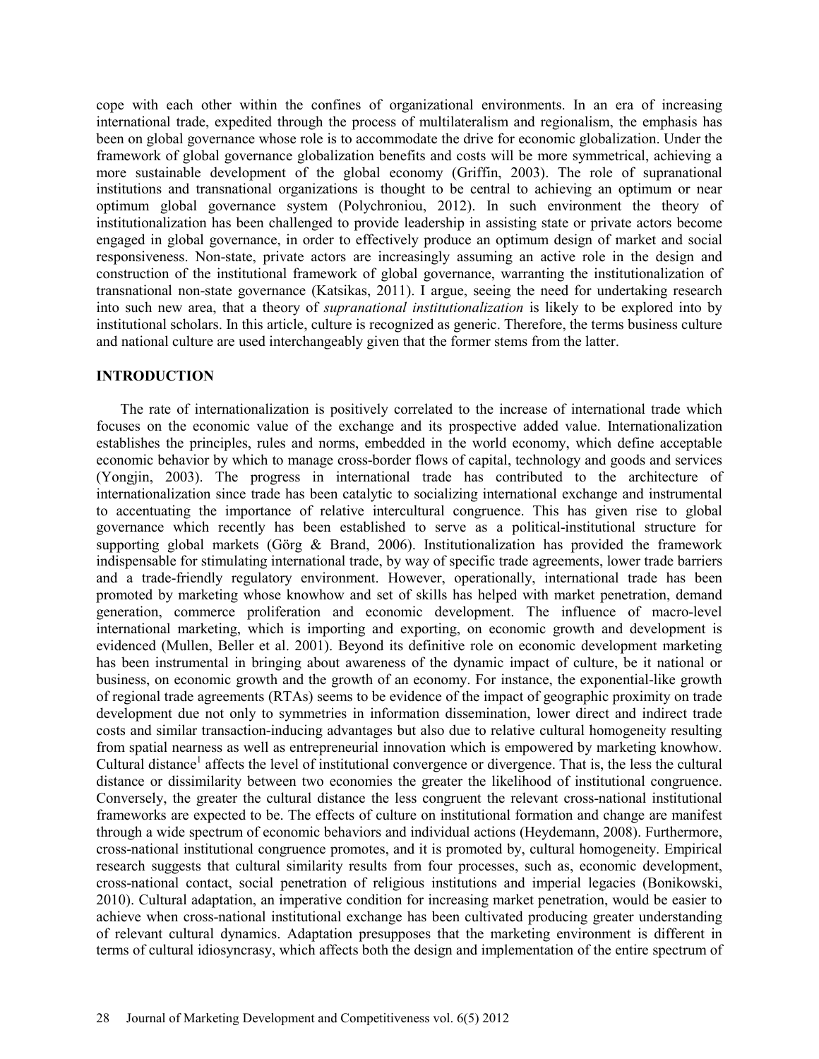cope with each other within the confines of organizational environments. In an era of increasing international trade, expedited through the process of multilateralism and regionalism, the emphasis has been on global governance whose role is to accommodate the drive for economic globalization. Under the framework of global governance globalization benefits and costs will be more symmetrical, achieving a more sustainable development of the global economy (Griffin, 2003). The role of supranational institutions and transnational organizations is thought to be central to achieving an optimum or near optimum global governance system (Polychroniou, 2012). In such environment the theory of institutionalization has been challenged to provide leadership in assisting state or private actors become engaged in global governance, in order to effectively produce an optimum design of market and social responsiveness. Non-state, private actors are increasingly assuming an active role in the design and construction of the institutional framework of global governance, warranting the institutionalization of transnational non-state governance (Katsikas, 2011). I argue, seeing the need for undertaking research into such new area, that a theory of *supranational institutionalization* is likely to be explored into by institutional scholars. In this article, culture is recognized as generic. Therefore, the terms business culture and national culture are used interchangeably given that the former stems from the latter.

## INTRODUCTION

The rate of internationalization is positively correlated to the increase of international trade which focuses on the economic value of the exchange and its prospective added value. Internationalization establishes the principles, rules and norms, embedded in the world economy, which define acceptable economic behavior by which to manage cross-border flows of capital, technology and goods and services (Yongjin, 2003). The progress in international trade has contributed to the architecture of internationalization since trade has been catalytic to socializing international exchange and instrumental to accentuating the importance of relative intercultural congruence. This has given rise to global governance which recently has been established to serve as a political-institutional structure for supporting global markets (Görg & Brand, 2006). Institutionalization has provided the framework indispensable for stimulating international trade, by way of specific trade agreements, lower trade barriers and a trade-friendly regulatory environment. However, operationally, international trade has been promoted by marketing whose knowhow and set of skills has helped with market penetration, demand generation, commerce proliferation and economic development. The influence of macro-level international marketing, which is importing and exporting, on economic growth and development is evidenced (Mullen, Beller et al. 2001). Beyond its definitive role on economic development marketing has been instrumental in bringing about awareness of the dynamic impact of culture, be it national or business, on economic growth and the growth of an economy. For instance, the exponential-like growth of regional trade agreements (RTAs) seems to be evidence of the impact of geographic proximity on trade development due not only to symmetries in information dissemination, lower direct and indirect trade costs and similar transaction-inducing advantages but also due to relative cultural homogeneity resulting from spatial nearness as well as entrepreneurial innovation which is empowered by marketing knowhow. Cultural distance[1] affects the level of institutional convergence or divergence. That is, the less the cultural distance or dissimilarity between two economies the greater the likelihood of institutional congruence. Conversely, the greater the cultural distance the less congruent the relevant cross-national institutional frameworks are expected to be. The effects of culture on institutional formation and change are manifest through a wide spectrum of economic behaviors and individual actions (Heydemann, 2008). Furthermore, cross-national institutional congruence promotes, and it is promoted by, cultural homogeneity. Empirical research suggests that cultural similarity results from four processes, such as, economic development, cross-national contact, social penetration of religious institutions and imperial legacies (Bonikowski, 2010). Cultural adaptation, an imperative condition for increasing market penetration, would be easier to achieve when cross-national institutional exchange has been cultivated producing greater understanding of relevant cultural dynamics. Adaptation presupposes that the marketing environment is different in terms of cultural idiosyncrasy, which affects both the design and implementation of the entire spectrum of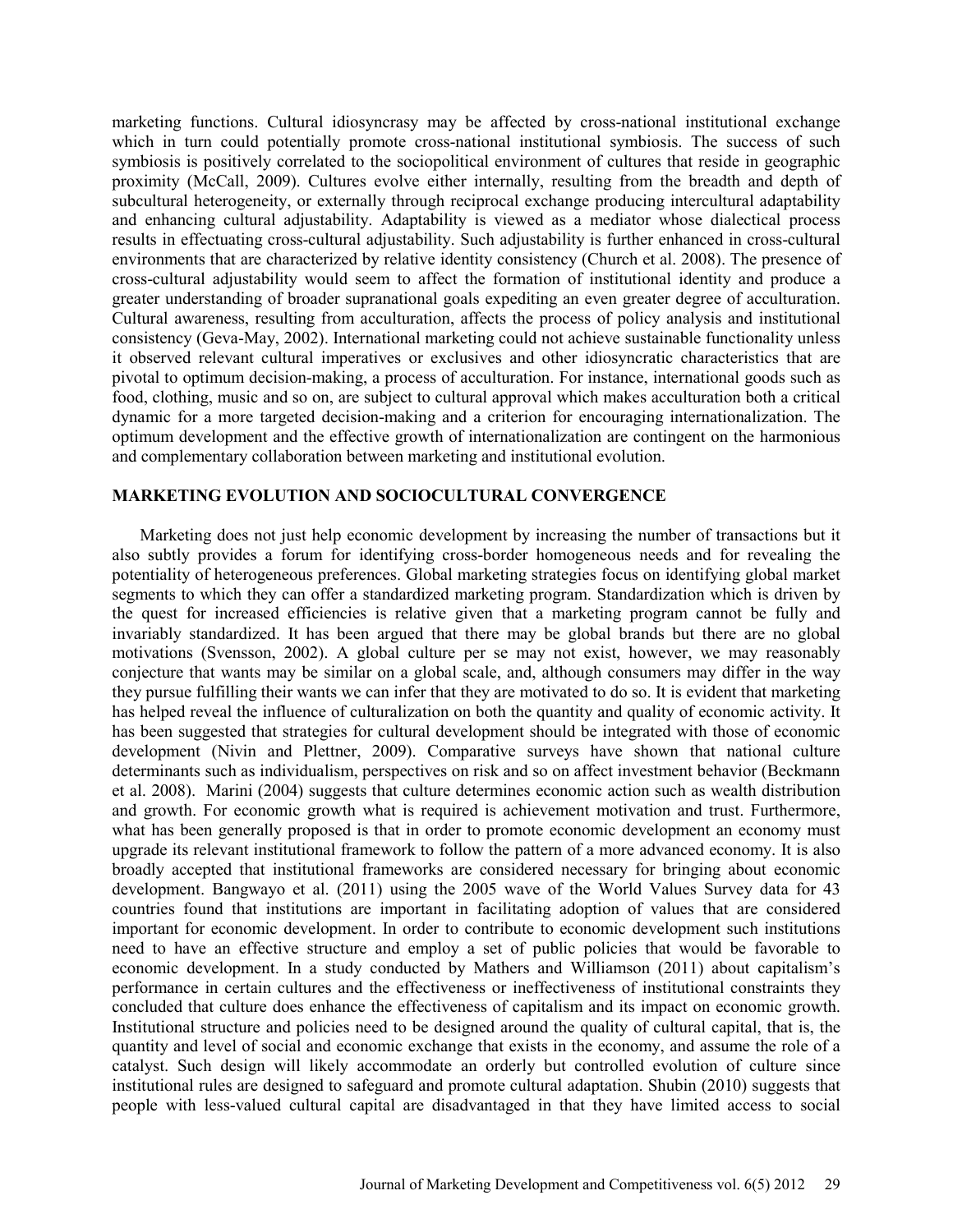marketing functions. Cultural idiosyncrasy may be affected by cross-national institutional exchange which in turn could potentially promote cross-national institutional symbiosis. The success of such symbiosis is positively correlated to the sociopolitical environment of cultures that reside in geographic proximity (McCall, 2009). Cultures evolve either internally, resulting from the breadth and depth of subcultural heterogeneity, or externally through reciprocal exchange producing intercultural adaptability and enhancing cultural adjustability. Adaptability is viewed as a mediator whose dialectical process results in effectuating cross-cultural adjustability. Such adjustability is further enhanced in cross-cultural environments that are characterized by relative identity consistency (Church et al. 2008). The presence of cross-cultural adjustability would seem to affect the formation of institutional identity and produce a greater understanding of broader supranational goals expediting an even greater degree of acculturation. Cultural awareness, resulting from acculturation, affects the process of policy analysis and institutional consistency (Geva-May, 2002). International marketing could not achieve sustainable functionality unless it observed relevant cultural imperatives or exclusives and other idiosyncratic characteristics that are pivotal to optimum decision-making, a process of acculturation. For instance, international goods such as food, clothing, music and so on, are subject to cultural approval which makes acculturation both a critical dynamic for a more targeted decision-making and a criterion for encouraging internationalization. The optimum development and the effective growth of internationalization are contingent on the harmonious and complementary collaboration between marketing and institutional evolution.

## MARKETING EVOLUTION AND SOCIOCULTURAL CONVERGENCE

Marketing does not just help economic development by increasing the number of transactions but it also subtly provides a forum for identifying cross-border homogeneous needs and for revealing the potentiality of heterogeneous preferences. Global marketing strategies focus on identifying global market segments to which they can offer a standardized marketing program. Standardization which is driven by the quest for increased efficiencies is relative given that a marketing program cannot be fully and invariably standardized. It has been argued that there may be global brands but there are no global motivations (Svensson, 2002). A global culture per se may not exist, however, we may reasonably conjecture that wants may be similar on a global scale, and, although consumers may differ in the way they pursue fulfilling their wants we can infer that they are motivated to do so. It is evident that marketing has helped reveal the influence of culturalization on both the quantity and quality of economic activity. It has been suggested that strategies for cultural development should be integrated with those of economic development (Nivin and Plettner, 2009). Comparative surveys have shown that national culture determinants such as individualism, perspectives on risk and so on affect investment behavior (Beckmann et al. 2008). Marini (2004) suggests that culture determines economic action such as wealth distribution and growth. For economic growth what is required is achievement motivation and trust. Furthermore, what has been generally proposed is that in order to promote economic development an economy must upgrade its relevant institutional framework to follow the pattern of a more advanced economy. It is also broadly accepted that institutional frameworks are considered necessary for bringing about economic development. Bangwayo et al. (2011) using the 2005 wave of the World Values Survey data for 43 countries found that institutions are important in facilitating adoption of values that are considered important for economic development. In order to contribute to economic development such institutions need to have an effective structure and employ a set of public policies that would be favorable to economic development. In a study conducted by Mathers and Williamson (2011) about capitalism's performance in certain cultures and the effectiveness or ineffectiveness of institutional constraints they concluded that culture does enhance the effectiveness of capitalism and its impact on economic growth. Institutional structure and policies need to be designed around the quality of cultural capital, that is, the quantity and level of social and economic exchange that exists in the economy, and assume the role of a catalyst. Such design will likely accommodate an orderly but controlled evolution of culture since institutional rules are designed to safeguard and promote cultural adaptation. Shubin (2010) suggests that people with less-valued cultural capital are disadvantaged in that they have limited access to social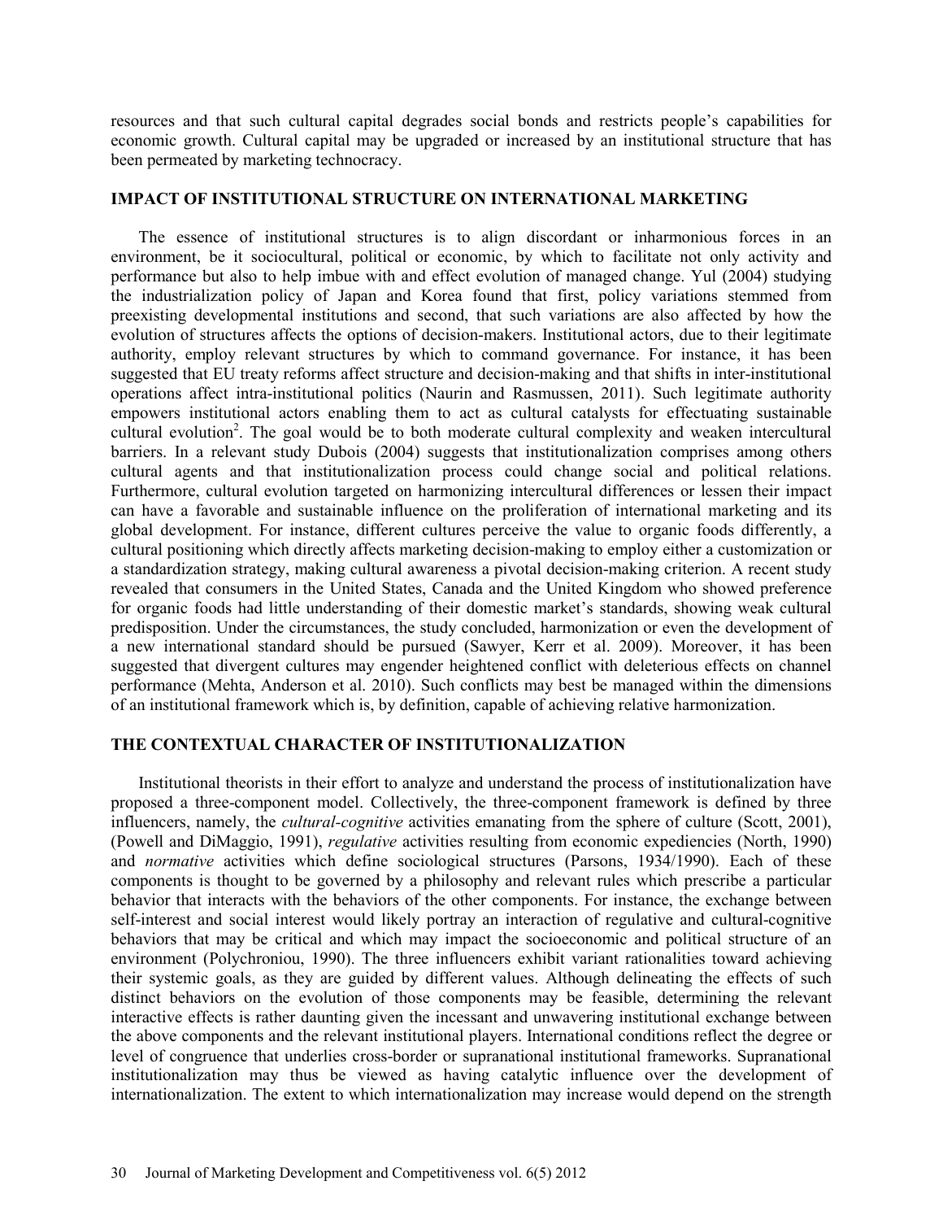resources and that such cultural capital degrades social bonds and restricts people's capabilities for economic growth. Cultural capital may be upgraded or increased by an institutional structure that has been permeated by marketing technocracy.

## IMPACT OF INSTITUTIONAL STRUCTURE ON INTERNATIONAL MARKETING

The essence of institutional structures is to align discordant or inharmonious forces in an environment, be it sociocultural, political or economic, by which to facilitate not only activity and performance but also to help imbue with and effect evolution of managed change. Yul (2004) studying the industrialization policy of Japan and Korea found that first, policy variations stemmed from preexisting developmental institutions and second, that such variations are also affected by how the evolution of structures affects the options of decision-makers. Institutional actors, due to their legitimate authority, employ relevant structures by which to command governance. For instance, it has been suggested that EU treaty reforms affect structure and decision-making and that shifts in inter-institutional operations affect intra-institutional politics (Naurin and Rasmussen, 2011). Such legitimate authority empowers institutional actors enabling them to act as cultural catalysts for effectuating sustainable cultural evolution[2]. The goal would be to both moderate cultural complexity and weaken intercultural barriers. In a relevant study Dubois (2004) suggests that institutionalization comprises among others cultural agents and that institutionalization process could change social and political relations. Furthermore, cultural evolution targeted on harmonizing intercultural differences or lessen their impact can have a favorable and sustainable influence on the proliferation of international marketing and its global development. For instance, different cultures perceive the value to organic foods differently, a cultural positioning which directly affects marketing decision-making to employ either a customization or a standardization strategy, making cultural awareness a pivotal decision-making criterion. A recent study revealed that consumers in the United States, Canada and the United Kingdom who showed preference for organic foods had little understanding of their domestic market's standards, showing weak cultural predisposition. Under the circumstances, the study concluded, harmonization or even the development of a new international standard should be pursued (Sawyer, Kerr et al. 2009). Moreover, it has been suggested that divergent cultures may engender heightened conflict with deleterious effects on channel performance (Mehta, Anderson et al. 2010). Such conflicts may best be managed within the dimensions of an institutional framework which is, by definition, capable of achieving relative harmonization.

## THE CONTEXTUAL CHARACTER OF INSTITUTIONALIZATION

Institutional theorists in their effort to analyze and understand the process of institutionalization have proposed a three-component model. Collectively, the three-component framework is defined by three influencers, namely, the *cultural-cognitive* activities emanating from the sphere of culture (Scott, 2001), (Powell and DiMaggio, 1991), *regulative* activities resulting from economic expediencies (North, 1990) and *normative* activities which define sociological structures (Parsons, 1934/1990). Each of these components is thought to be governed by a philosophy and relevant rules which prescribe a particular behavior that interacts with the behaviors of the other components. For instance, the exchange between self-interest and social interest would likely portray an interaction of regulative and cultural-cognitive behaviors that may be critical and which may impact the socioeconomic and political structure of an environment (Polychroniou, 1990). The three influencers exhibit variant rationalities toward achieving their systemic goals, as they are guided by different values. Although delineating the effects of such distinct behaviors on the evolution of those components may be feasible, determining the relevant interactive effects is rather daunting given the incessant and unwavering institutional exchange between the above components and the relevant institutional players. International conditions reflect the degree or level of congruence that underlies cross-border or supranational institutional frameworks. Supranational institutionalization may thus be viewed as having catalytic influence over the development of internationalization. The extent to which internationalization may increase would depend on the strength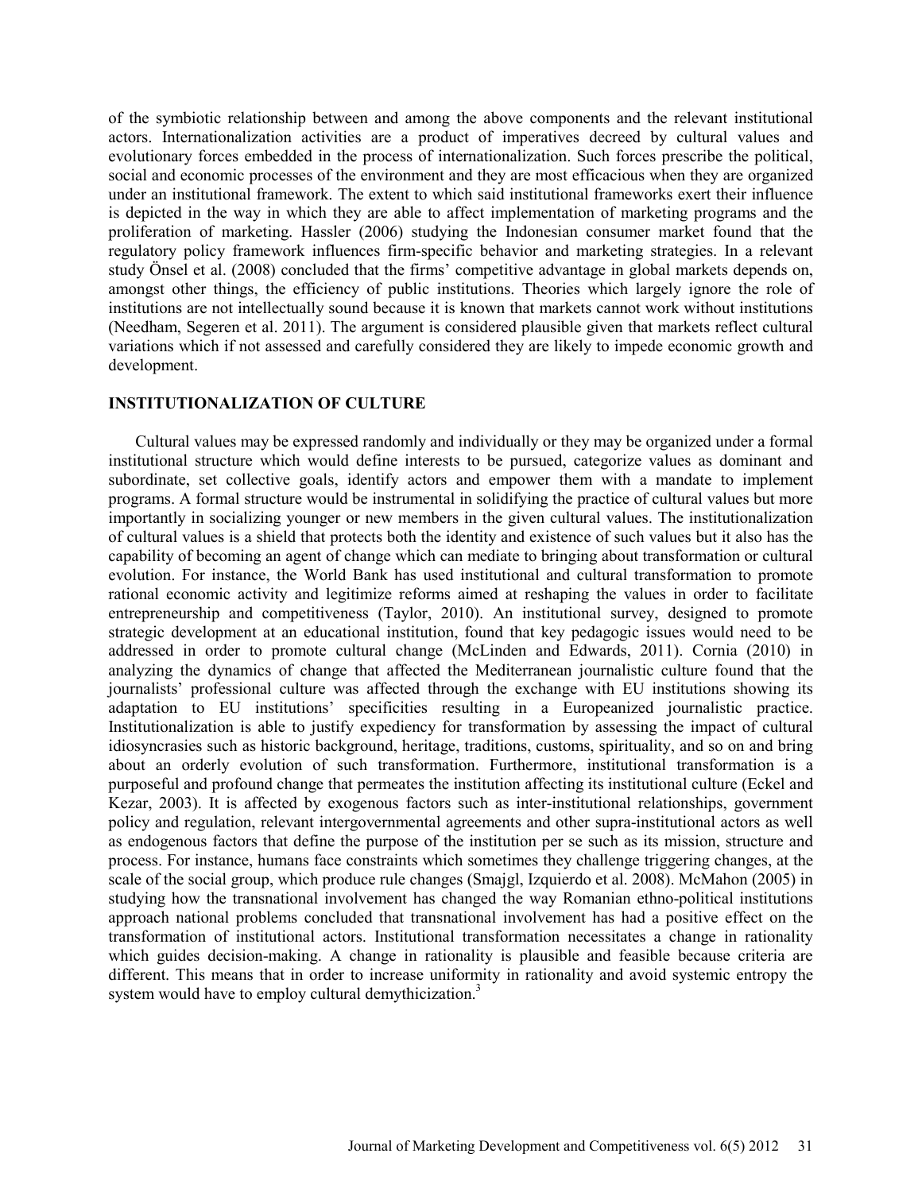of the symbiotic relationship between and among the above components and the relevant institutional actors. Internationalization activities are a product of imperatives decreed by cultural values and evolutionary forces embedded in the process of internationalization. Such forces prescribe the political, social and economic processes of the environment and they are most efficacious when they are organized under an institutional framework. The extent to which said institutional frameworks exert their influence is depicted in the way in which they are able to affect implementation of marketing programs and the proliferation of marketing. Hassler (2006) studying the Indonesian consumer market found that the regulatory policy framework influences firm-specific behavior and marketing strategies. In a relevant study Önsel et al. (2008) concluded that the firms' competitive advantage in global markets depends on, amongst other things, the efficiency of public institutions. Theories which largely ignore the role of institutions are not intellectually sound because it is known that markets cannot work without institutions (Needham, Segeren et al. 2011). The argument is considered plausible given that markets reflect cultural variations which if not assessed and carefully considered they are likely to impede economic growth and development.

## INSTITUTIONALIZATION OF CULTURE

Cultural values may be expressed randomly and individually or they may be organized under a formal institutional structure which would define interests to be pursued, categorize values as dominant and subordinate, set collective goals, identify actors and empower them with a mandate to implement programs. A formal structure would be instrumental in solidifying the practice of cultural values but more importantly in socializing younger or new members in the given cultural values. The institutionalization of cultural values is a shield that protects both the identity and existence of such values but it also has the capability of becoming an agent of change which can mediate to bringing about transformation or cultural evolution. For instance, the World Bank has used institutional and cultural transformation to promote rational economic activity and legitimize reforms aimed at reshaping the values in order to facilitate entrepreneurship and competitiveness (Taylor, 2010). An institutional survey, designed to promote strategic development at an educational institution, found that key pedagogic issues would need to be addressed in order to promote cultural change (McLinden and Edwards, 2011). Cornia (2010) in analyzing the dynamics of change that affected the Mediterranean journalistic culture found that the journalists' professional culture was affected through the exchange with EU institutions showing its adaptation to EU institutions' specificities resulting in a Europeanized journalistic practice. Institutionalization is able to justify expediency for transformation by assessing the impact of cultural idiosyncrasies such as historic background, heritage, traditions, customs, spirituality, and so on and bring about an orderly evolution of such transformation. Furthermore, institutional transformation is a purposeful and profound change that permeates the institution affecting its institutional culture (Eckel and Kezar, 2003). It is affected by exogenous factors such as inter-institutional relationships, government policy and regulation, relevant intergovernmental agreements and other supra-institutional actors as well as endogenous factors that define the purpose of the institution per se such as its mission, structure and process. For instance, humans face constraints which sometimes they challenge triggering changes, at the scale of the social group, which produce rule changes (Smajgl, Izquierdo et al. 2008). McMahon (2005) in studying how the transnational involvement has changed the way Romanian ethno-political institutions approach national problems concluded that transnational involvement has had a positive effect on the transformation of institutional actors. Institutional transformation necessitates a change in rationality which guides decision-making. A change in rationality is plausible and feasible because criteria are different. This means that in order to increase uniformity in rationality and avoid systemic entropy the system would have to employ cultural demythicization.[3]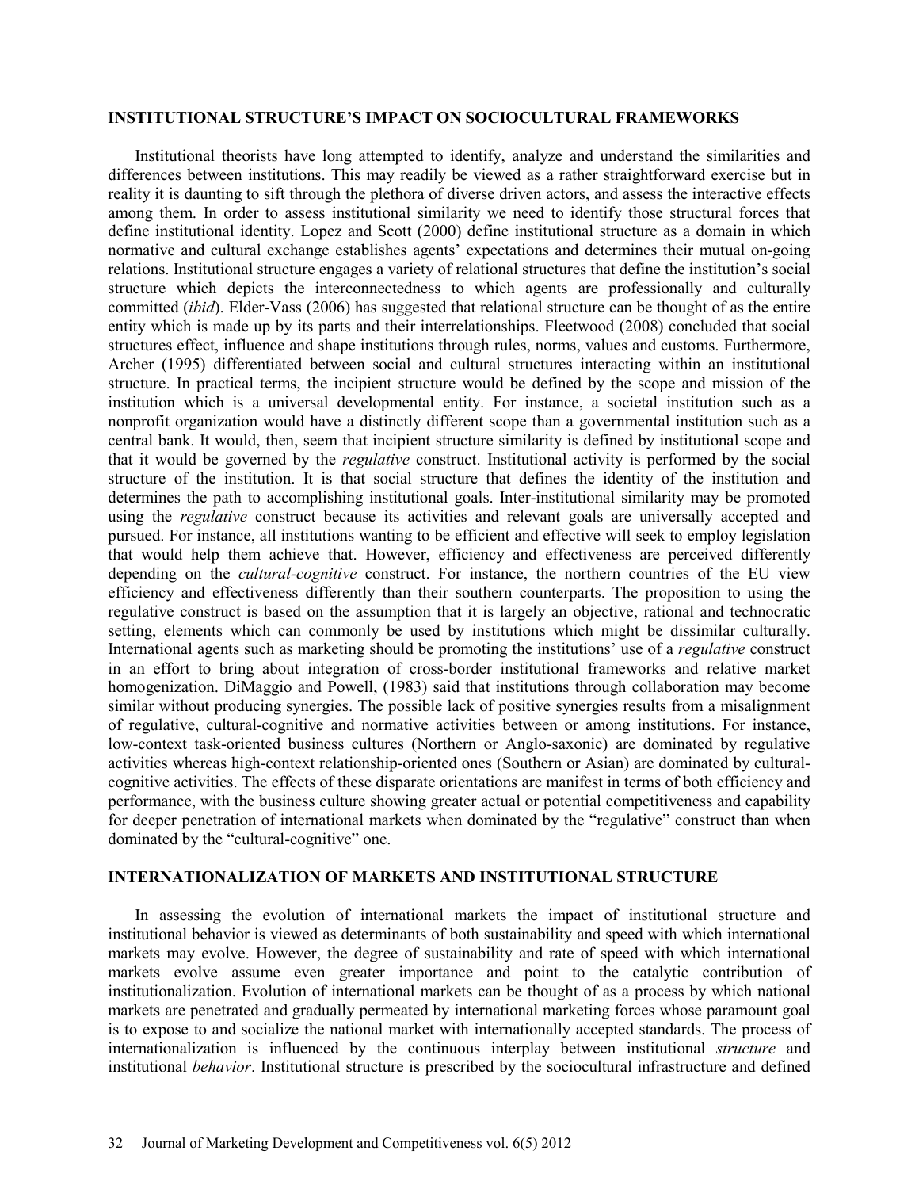## INSTITUTIONAL STRUCTURE'S IMPACT ON SOCIOCULTURAL FRAMEWORKS

Institutional theorists have long attempted to identify, analyze and understand the similarities and differences between institutions. This may readily be viewed as a rather straightforward exercise but in reality it is daunting to sift through the plethora of diverse driven actors, and assess the interactive effects among them. In order to assess institutional similarity we need to identify those structural forces that define institutional identity. Lopez and Scott (2000) define institutional structure as a domain in which normative and cultural exchange establishes agents' expectations and determines their mutual on-going relations. Institutional structure engages a variety of relational structures that define the institution's social structure which depicts the interconnectedness to which agents are professionally and culturally committed (*ibid*). Elder-Vass (2006) has suggested that relational structure can be thought of as the entire entity which is made up by its parts and their interrelationships. Fleetwood (2008) concluded that social structures effect, influence and shape institutions through rules, norms, values and customs. Furthermore, Archer (1995) differentiated between social and cultural structures interacting within an institutional structure. In practical terms, the incipient structure would be defined by the scope and mission of the institution which is a universal developmental entity. For instance, a societal institution such as a nonprofit organization would have a distinctly different scope than a governmental institution such as a central bank. It would, then, seem that incipient structure similarity is defined by institutional scope and that it would be governed by the *regulative* construct. Institutional activity is performed by the social structure of the institution. It is that social structure that defines the identity of the institution and determines the path to accomplishing institutional goals. Inter-institutional similarity may be promoted using the *regulative* construct because its activities and relevant goals are universally accepted and pursued. For instance, all institutions wanting to be efficient and effective will seek to employ legislation that would help them achieve that. However, efficiency and effectiveness are perceived differently depending on the *cultural-cognitive* construct. For instance, the northern countries of the EU view efficiency and effectiveness differently than their southern counterparts. The proposition to using the regulative construct is based on the assumption that it is largely an objective, rational and technocratic setting, elements which can commonly be used by institutions which might be dissimilar culturally. International agents such as marketing should be promoting the institutions' use of a *regulative* construct in an effort to bring about integration of cross-border institutional frameworks and relative market homogenization. DiMaggio and Powell, (1983) said that institutions through collaboration may become similar without producing synergies. The possible lack of positive synergies results from a misalignment of regulative, cultural-cognitive and normative activities between or among institutions. For instance, low-context task-oriented business cultures (Northern or Anglo-saxonic) are dominated by regulative activities whereas high-context relationship-oriented ones (Southern or Asian) are dominated by cultural-cognitive activities. The effects of these disparate orientations are manifest in terms of both efficiency and performance, with the business culture showing greater actual or potential competitiveness and capability for deeper penetration of international markets when dominated by the "regulative" construct than when dominated by the "cultural-cognitive" one.

## INTERNATIONALIZATION OF MARKETS AND INSTITUTIONAL STRUCTURE

In assessing the evolution of international markets the impact of institutional structure and institutional behavior is viewed as determinants of both sustainability and speed with which international markets may evolve. However, the degree of sustainability and rate of speed with which international markets evolve assume even greater importance and point to the catalytic contribution of institutionalization. Evolution of international markets can be thought of as a process by which national markets are penetrated and gradually permeated by international marketing forces whose paramount goal is to expose to and socialize the national market with internationally accepted standards. The process of internationalization is influenced by the continuous interplay between institutional *structure* and institutional *behavior*. Institutional structure is prescribed by the sociocultural infrastructure and defined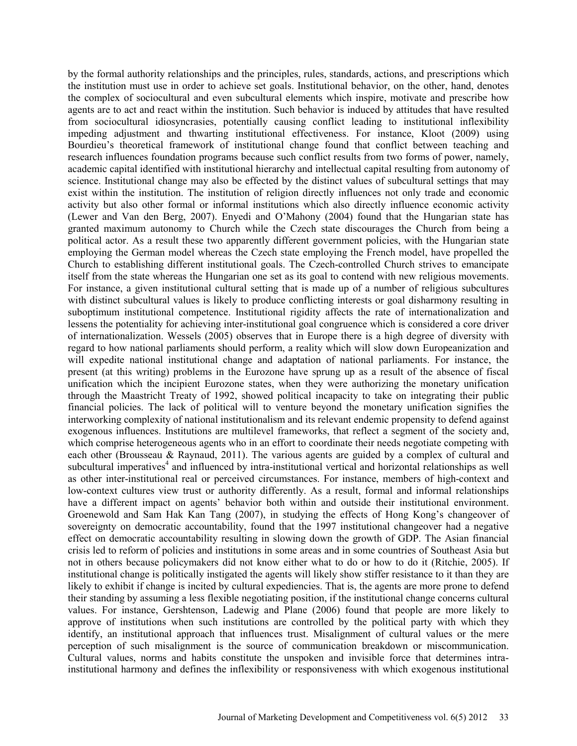by the formal authority relationships and the principles, rules, standards, actions, and prescriptions which the institution must use in order to achieve set goals. Institutional behavior, on the other, hand, denotes the complex of sociocultural and even subcultural elements which inspire, motivate and prescribe how agents are to act and react within the institution. Such behavior is induced by attitudes that have resulted from sociocultural idiosyncrasies, potentially causing conflict leading to institutional inflexibility impeding adjustment and thwarting institutional effectiveness. For instance, Kloot (2009) using Bourdieu's theoretical framework of institutional change found that conflict between teaching and research influences foundation programs because such conflict results from two forms of power, namely, academic capital identified with institutional hierarchy and intellectual capital resulting from autonomy of science. Institutional change may also be effected by the distinct values of subcultural settings that may exist within the institution. The institution of religion directly influences not only trade and economic activity but also other formal or informal institutions which also directly influence economic activity (Lewer and Van den Berg, 2007). Enyedi and O'Mahony (2004) found that the Hungarian state has granted maximum autonomy to Church while the Czech state discourages the Church from being a political actor. As a result these two apparently different government policies, with the Hungarian state employing the German model whereas the Czech state employing the French model, have propelled the Church to establishing different institutional goals. The Czech-controlled Church strives to emancipate itself from the state whereas the Hungarian one set as its goal to contend with new religious movements. For instance, a given institutional cultural setting that is made up of a number of religious subcultures with distinct subcultural values is likely to produce conflicting interests or goal disharmony resulting in suboptimum institutional competence. Institutional rigidity affects the rate of internationalization and lessens the potentiality for achieving inter-institutional goal congruence which is considered a core driver of internationalization. Wessels (2005) observes that in Europe there is a high degree of diversity with regard to how national parliaments should perform, a reality which will slow down Europeanization and will expedite national institutional change and adaptation of national parliaments. For instance, the present (at this writing) problems in the Eurozone have sprung up as a result of the absence of fiscal unification which the incipient Eurozone states, when they were authorizing the monetary unification through the Maastricht Treaty of 1992, showed political incapacity to take on integrating their public financial policies. The lack of political will to venture beyond the monetary unification signifies the interworking complexity of national institutionalism and its relevant endemic propensity to defend against exogenous influences. Institutions are multilevel frameworks, that reflect a segment of the society and, which comprise heterogeneous agents who in an effort to coordinate their needs negotiate competing with each other (Brousseau & Raynaud, 2011). The various agents are guided by a complex of cultural and subcultural imperatives[4] and influenced by intra-institutional vertical and horizontal relationships as well as other inter-institutional real or perceived circumstances. For instance, members of high-context and low-context cultures view trust or authority differently. As a result, formal and informal relationships have a different impact on agents' behavior both within and outside their institutional environment. Groenewold and Sam Hak Kan Tang (2007), in studying the effects of Hong Kong's changeover of sovereignty on democratic accountability, found that the 1997 institutional changeover had a negative effect on democratic accountability resulting in slowing down the growth of GDP. The Asian financial crisis led to reform of policies and institutions in some areas and in some countries of Southeast Asia but not in others because policymakers did not know either what to do or how to do it (Ritchie, 2005). If institutional change is politically instigated the agents will likely show stiffer resistance to it than they are likely to exhibit if change is incited by cultural expediencies. That is, the agents are more prone to defend their standing by assuming a less flexible negotiating position, if the institutional change concerns cultural values. For instance, Gershtenson, Ladewig and Plane (2006) found that people are more likely to approve of institutions when such institutions are controlled by the political party with which they identify, an institutional approach that influences trust. Misalignment of cultural values or the mere perception of such misalignment is the source of communication breakdown or miscommunication. Cultural values, norms and habits constitute the unspoken and invisible force that determines intra-institutional harmony and defines the inflexibility or responsiveness with which exogenous institutional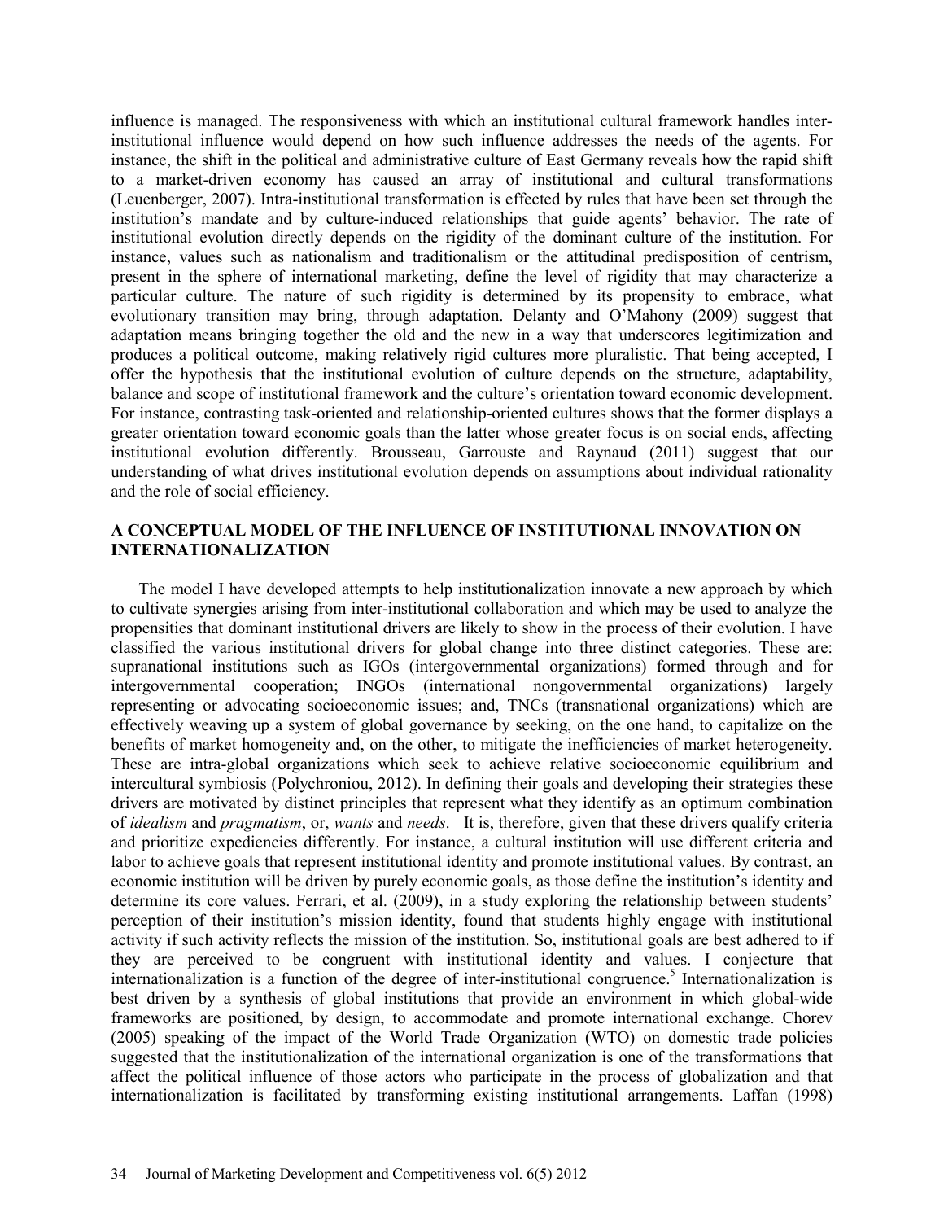influence is managed. The responsiveness with which an institutional cultural framework handles inter-institutional influence would depend on how such influence addresses the needs of the agents. For instance, the shift in the political and administrative culture of East Germany reveals how the rapid shift to a market-driven economy has caused an array of institutional and cultural transformations (Leuenberger, 2007). Intra-institutional transformation is effected by rules that have been set through the institution's mandate and by culture-induced relationships that guide agents' behavior. The rate of institutional evolution directly depends on the rigidity of the dominant culture of the institution. For instance, values such as nationalism and traditionalism or the attitudinal predisposition of centrism, present in the sphere of international marketing, define the level of rigidity that may characterize a particular culture. The nature of such rigidity is determined by its propensity to embrace, what evolutionary transition may bring, through adaptation. Delanty and O'Mahony (2009) suggest that adaptation means bringing together the old and the new in a way that underscores legitimization and produces a political outcome, making relatively rigid cultures more pluralistic. That being accepted, I offer the hypothesis that the institutional evolution of culture depends on the structure, adaptability, balance and scope of institutional framework and the culture's orientation toward economic development. For instance, contrasting task-oriented and relationship-oriented cultures shows that the former displays a greater orientation toward economic goals than the latter whose greater focus is on social ends, affecting institutional evolution differently. Brousseau, Garrouste and Raynaud (2011) suggest that our understanding of what drives institutional evolution depends on assumptions about individual rationality and the role of social efficiency.

## A CONCEPTUAL MODEL OF THE INFLUENCE OF INSTITUTIONAL INNOVATION ON INTERNATIONALIZATION

The model I have developed attempts to help institutionalization innovate a new approach by which to cultivate synergies arising from inter-institutional collaboration and which may be used to analyze the propensities that dominant institutional drivers are likely to show in the process of their evolution. I have classified the various institutional drivers for global change into three distinct categories. These are: supranational institutions such as IGOs (intergovernmental organizations) formed through and for intergovernmental cooperation; INGOs (international nongovernmental organizations) largely representing or advocating socioeconomic issues; and, TNCs (transnational organizations) which are effectively weaving up a system of global governance by seeking, on the one hand, to capitalize on the benefits of market homogeneity and, on the other, to mitigate the inefficiencies of market heterogeneity. These are intra-global organizations which seek to achieve relative socioeconomic equilibrium and intercultural symbiosis (Polychroniou, 2012). In defining their goals and developing their strategies these drivers are motivated by distinct principles that represent what they identify as an optimum combination of *idealism* and *pragmatism*, or, *wants* and *needs*. It is, therefore, given that these drivers qualify criteria and prioritize expediencies differently. For instance, a cultural institution will use different criteria and labor to achieve goals that represent institutional identity and promote institutional values. By contrast, an economic institution will be driven by purely economic goals, as those define the institution's identity and determine its core values. Ferrari, et al. (2009), in a study exploring the relationship between students' perception of their institution's mission identity, found that students highly engage with institutional activity if such activity reflects the mission of the institution. So, institutional goals are best adhered to if they are perceived to be congruent with institutional identity and values. I conjecture that internationalization is a function of the degree of inter-institutional congruence.[5] Internationalization is best driven by a synthesis of global institutions that provide an environment in which global-wide frameworks are positioned, by design, to accommodate and promote international exchange. Chorev (2005) speaking of the impact of the World Trade Organization (WTO) on domestic trade policies suggested that the institutionalization of the international organization is one of the transformations that affect the political influence of those actors who participate in the process of globalization and that internationalization is facilitated by transforming existing institutional arrangements. Laffan (1998)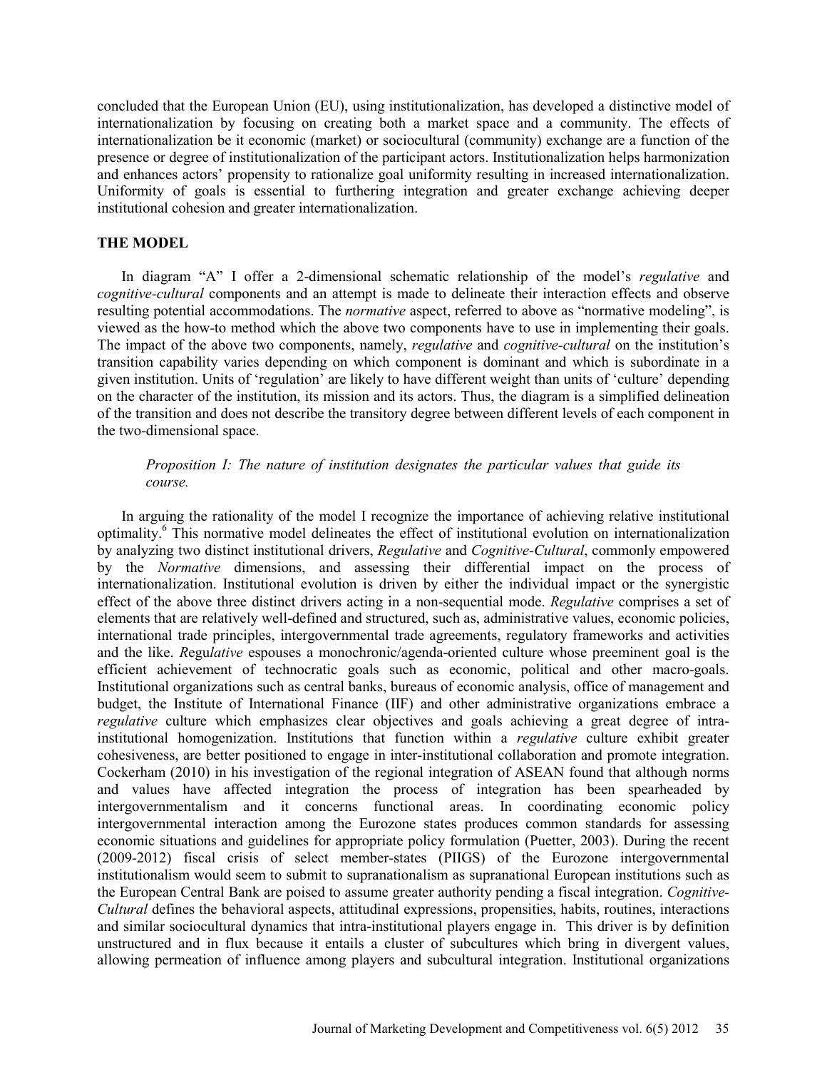concluded that the European Union (EU), using institutionalization, has developed a distinctive model of internationalization by focusing on creating both a market space and a community. The effects of internationalization be it economic (market) or sociocultural (community) exchange are a function of the presence or degree of institutionalization of the participant actors. Institutionalization helps harmonization and enhances actors' propensity to rationalize goal uniformity resulting in increased internationalization. Uniformity of goals is essential to furthering integration and greater exchange achieving deeper institutional cohesion and greater internationalization.

## THE MODEL

In diagram "A" I offer a 2-dimensional schematic relationship of the model's *regulative* and *cognitive-cultural* components and an attempt is made to delineate their interaction effects and observe resulting potential accommodations. The *normative* aspect, referred to above as "normative modeling", is viewed as the how-to method which the above two components have to use in implementing their goals. The impact of the above two components, namely, *regulative* and *cognitive-cultural* on the institution's transition capability varies depending on which component is dominant and which is subordinate in a given institution. Units of 'regulation' are likely to have different weight than units of 'culture' depending on the character of the institution, its mission and its actors. Thus, the diagram is a simplified delineation of the transition and does not describe the transitory degree between different levels of each component in the two-dimensional space.

> *Proposition I: The nature of institution designates the particular values that guide its course.*

In arguing the rationality of the model I recognize the importance of achieving relative institutional optimality.[6] This normative model delineates the effect of institutional evolution on internationalization by analyzing two distinct institutional drivers, *Regulative* and *Cognitive-Cultural*, commonly empowered by the *Normative* dimensions, and assessing their differential impact on the process of internationalization. Institutional evolution is driven by either the individual impact or the synergistic effect of the above three distinct drivers acting in a non-sequential mode. *Regulative* comprises a set of elements that are relatively well-defined and structured, such as, administrative values, economic policies, international trade principles, intergovernmental trade agreements, regulatory frameworks and activities and the like. *Regulative* espouses a monochronic/agenda-oriented culture whose preeminent goal is the efficient achievement of technocratic goals such as economic, political and other macro-goals. Institutional organizations such as central banks, bureaus of economic analysis, office of management and budget, the Institute of International Finance (IIF) and other administrative organizations embrace a *regulative* culture which emphasizes clear objectives and goals achieving a great degree of intra-institutional homogenization. Institutions that function within a *regulative* culture exhibit greater cohesiveness, are better positioned to engage in inter-institutional collaboration and promote integration. Cockerham (2010) in his investigation of the regional integration of ASEAN found that although norms and values have affected integration the process of integration has been spearheaded by intergovernmentalism and it concerns functional areas. In coordinating economic policy intergovernmental interaction among the Eurozone states produces common standards for assessing economic situations and guidelines for appropriate policy formulation (Puetter, 2003). During the recent (2009-2012) fiscal crisis of select member-states (PIIGS) of the Eurozone intergovernmental institutionalism would seem to submit to supranationalism as supranational European institutions such as the European Central Bank are poised to assume greater authority pending a fiscal integration. *Cognitive-Cultural* defines the behavioral aspects, attitudinal expressions, propensities, habits, routines, interactions and similar sociocultural dynamics that intra-institutional players engage in. This driver is by definition unstructured and in flux because it entails a cluster of subcultures which bring in divergent values, allowing permeation of influence among players and subcultural integration. Institutional organizations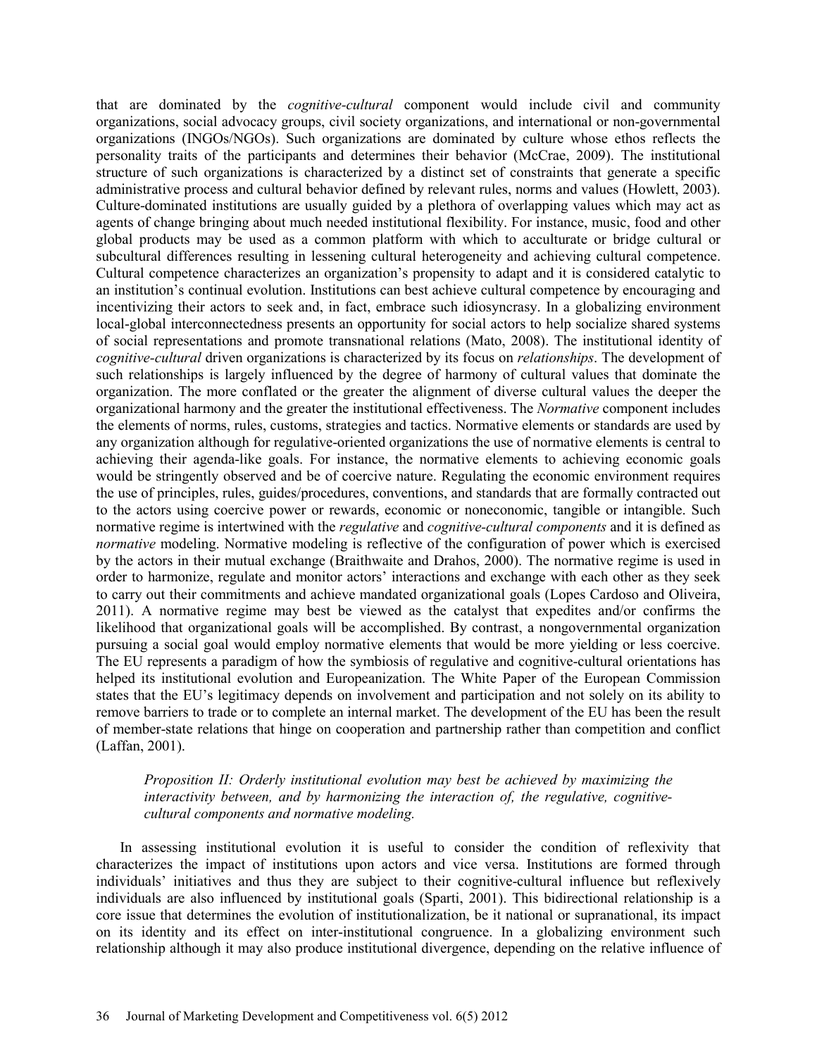that are dominated by the *cognitive-cultural* component would include civil and community organizations, social advocacy groups, civil society organizations, and international or non-governmental organizations (INGOs/NGOs). Such organizations are dominated by culture whose ethos reflects the personality traits of the participants and determines their behavior (McCrae, 2009). The institutional structure of such organizations is characterized by a distinct set of constraints that generate a specific administrative process and cultural behavior defined by relevant rules, norms and values (Howlett, 2003). Culture-dominated institutions are usually guided by a plethora of overlapping values which may act as agents of change bringing about much needed institutional flexibility. For instance, music, food and other global products may be used as a common platform with which to acculturate or bridge cultural or subcultural differences resulting in lessening cultural heterogeneity and achieving cultural competence. Cultural competence characterizes an organization's propensity to adapt and it is considered catalytic to an institution's continual evolution. Institutions can best achieve cultural competence by encouraging and incentivizing their actors to seek and, in fact, embrace such idiosyncrasy. In a globalizing environment local-global interconnectedness presents an opportunity for social actors to help socialize shared systems of social representations and promote transnational relations (Mato, 2008). The institutional identity of *cognitive-cultural* driven organizations is characterized by its focus on *relationships*. The development of such relationships is largely influenced by the degree of harmony of cultural values that dominate the organization. The more conflated or the greater the alignment of diverse cultural values the deeper the organizational harmony and the greater the institutional effectiveness. The *Normative* component includes the elements of norms, rules, customs, strategies and tactics. Normative elements or standards are used by any organization although for regulative-oriented organizations the use of normative elements is central to achieving their agenda-like goals. For instance, the normative elements to achieving economic goals would be stringently observed and be of coercive nature. Regulating the economic environment requires the use of principles, rules, guides/procedures, conventions, and standards that are formally contracted out to the actors using coercive power or rewards, economic or noneconomic, tangible or intangible. Such normative regime is intertwined with the *regulative* and *cognitive-cultural components* and it is defined as *normative* modeling. Normative modeling is reflective of the configuration of power which is exercised by the actors in their mutual exchange (Braithwaite and Drahos, 2000). The normative regime is used in order to harmonize, regulate and monitor actors' interactions and exchange with each other as they seek to carry out their commitments and achieve mandated organizational goals (Lopes Cardoso and Oliveira, 2011). A normative regime may best be viewed as the catalyst that expedites and/or confirms the likelihood that organizational goals will be accomplished. By contrast, a nongovernmental organization pursuing a social goal would employ normative elements that would be more yielding or less coercive. The EU represents a paradigm of how the symbiosis of regulative and cognitive-cultural orientations has helped its institutional evolution and Europeanization. The White Paper of the European Commission states that the EU's legitimacy depends on involvement and participation and not solely on its ability to remove barriers to trade or to complete an internal market. The development of the EU has been the result of member-state relations that hinge on cooperation and partnership rather than competition and conflict (Laffan, 2001).

> *Proposition II: Orderly institutional evolution may best be achieved by maximizing the interactivity between, and by harmonizing the interaction of, the regulative, cognitive-cultural components and normative modeling.*

In assessing institutional evolution it is useful to consider the condition of reflexivity that characterizes the impact of institutions upon actors and vice versa. Institutions are formed through individuals' initiatives and thus they are subject to their cognitive-cultural influence but reflexively individuals are also influenced by institutional goals (Sparti, 2001). This bidirectional relationship is a core issue that determines the evolution of institutionalization, be it national or supranational, its impact on its identity and its effect on inter-institutional congruence. In a globalizing environment such relationship although it may also produce institutional divergence, depending on the relative influence of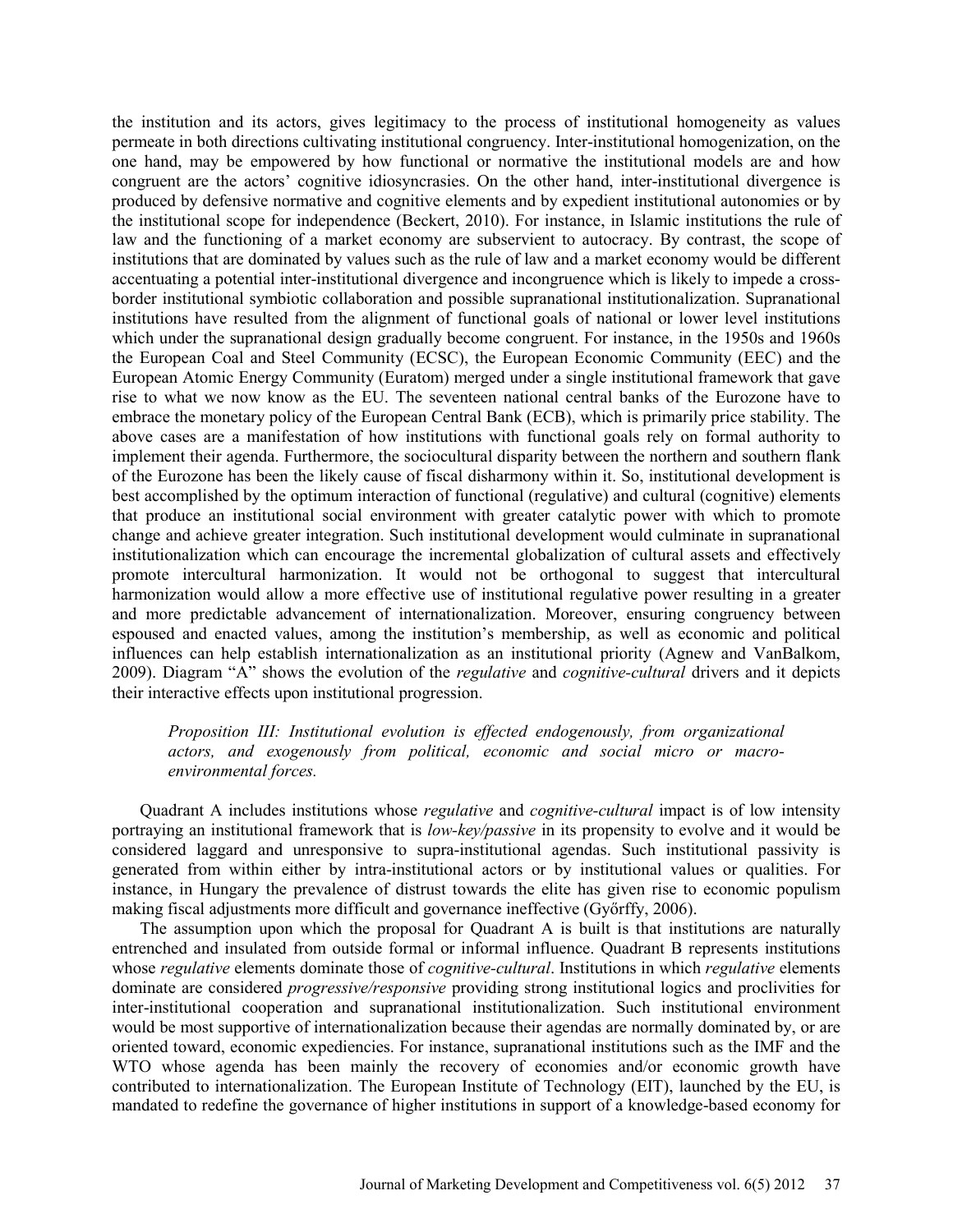the institution and its actors, gives legitimacy to the process of institutional homogeneity as values permeate in both directions cultivating institutional congruency. Inter-institutional homogenization, on the one hand, may be empowered by how functional or normative the institutional models are and how congruent are the actors' cognitive idiosyncrasies. On the other hand, inter-institutional divergence is produced by defensive normative and cognitive elements and by expedient institutional autonomies or by the institutional scope for independence (Beckert, 2010). For instance, in Islamic institutions the rule of law and the functioning of a market economy are subservient to autocracy. By contrast, the scope of institutions that are dominated by values such as the rule of law and a market economy would be different accentuating a potential inter-institutional divergence and incongruence which is likely to impede a cross-border institutional symbiotic collaboration and possible supranational institutionalization. Supranational institutions have resulted from the alignment of functional goals of national or lower level institutions which under the supranational design gradually become congruent. For instance, in the 1950s and 1960s the European Coal and Steel Community (ECSC), the European Economic Community (EEC) and the European Atomic Energy Community (Euratom) merged under a single institutional framework that gave rise to what we now know as the EU. The seventeen national central banks of the Eurozone have to embrace the monetary policy of the European Central Bank (ECB), which is primarily price stability. The above cases are a manifestation of how institutions with functional goals rely on formal authority to implement their agenda. Furthermore, the sociocultural disparity between the northern and southern flank of the Eurozone has been the likely cause of fiscal disharmony within it. So, institutional development is best accomplished by the optimum interaction of functional (regulative) and cultural (cognitive) elements that produce an institutional social environment with greater catalytic power with which to promote change and achieve greater integration. Such institutional development would culminate in supranational institutionalization which can encourage the incremental globalization of cultural assets and effectively promote intercultural harmonization. It would not be orthogonal to suggest that intercultural harmonization would allow a more effective use of institutional regulative power resulting in a greater and more predictable advancement of internationalization. Moreover, ensuring congruency between espoused and enacted values, among the institution's membership, as well as economic and political influences can help establish internationalization as an institutional priority (Agnew and VanBalkom, 2009). Diagram "A" shows the evolution of the *regulative* and *cognitive-cultural* drivers and it depicts their interactive effects upon institutional progression.

> *Proposition III: Institutional evolution is effected endogenously, from organizational actors, and exogenously from political, economic and social micro or macro-environmental forces.*

Quadrant A includes institutions whose *regulative* and *cognitive-cultural* impact is of low intensity portraying an institutional framework that is *low-key/passive* in its propensity to evolve and it would be considered laggard and unresponsive to supra-institutional agendas. Such institutional passivity is generated from within either by intra-institutional actors or by institutional values or qualities. For instance, in Hungary the prevalence of distrust towards the elite has given rise to economic populism making fiscal adjustments more difficult and governance ineffective (Győrffy, 2006).

The assumption upon which the proposal for Quadrant A is built is that institutions are naturally entrenched and insulated from outside formal or informal influence. Quadrant B represents institutions whose *regulative* elements dominate those of *cognitive-cultural*. Institutions in which *regulative* elements dominate are considered *progressive/responsive* providing strong institutional logics and proclivities for inter-institutional cooperation and supranational institutionalization. Such institutional environment would be most supportive of internationalization because their agendas are normally dominated by, or are oriented toward, economic expediencies. For instance, supranational institutions such as the IMF and the WTO whose agenda has been mainly the recovery of economies and/or economic growth have contributed to internationalization. The European Institute of Technology (EIT), launched by the EU, is mandated to redefine the governance of higher institutions in support of a knowledge-based economy for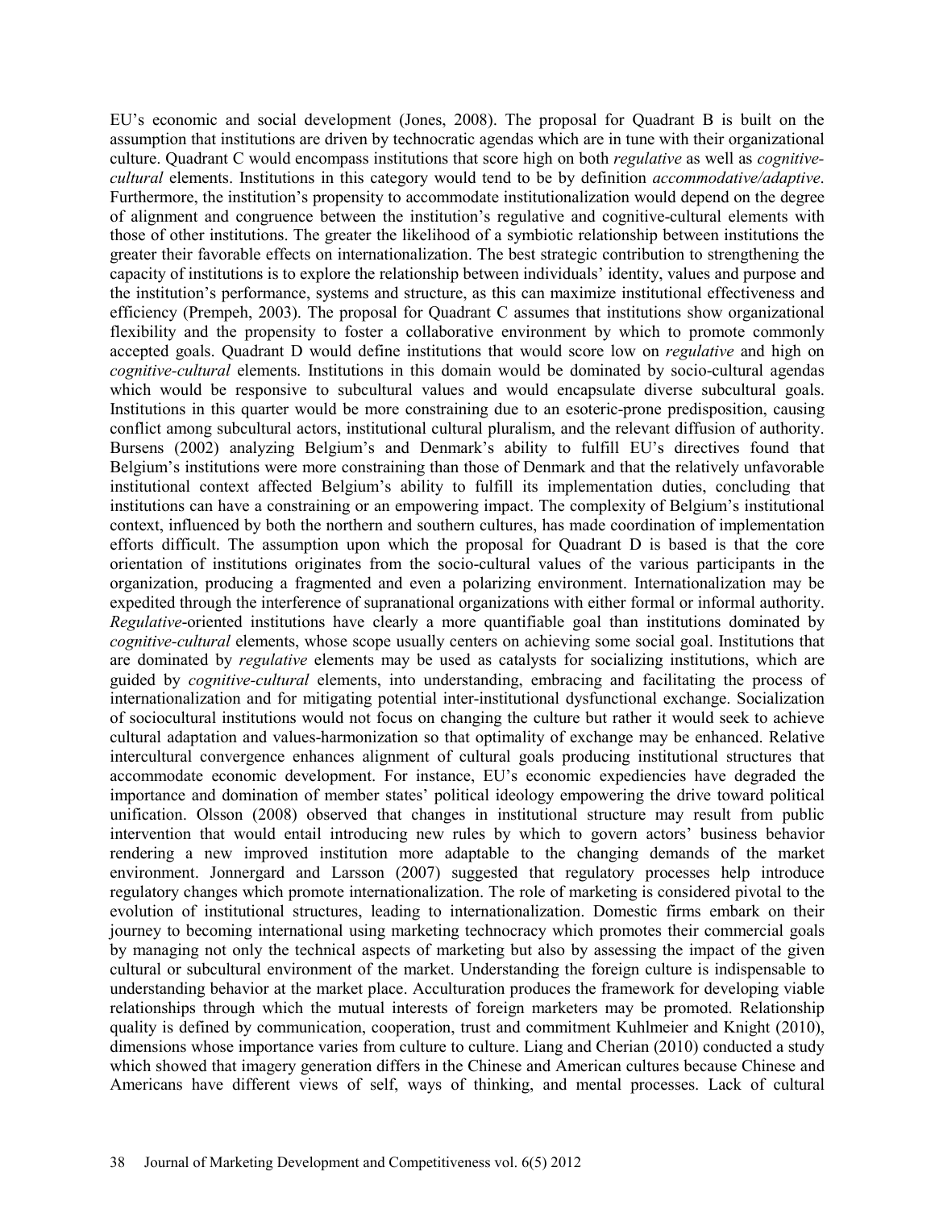EU's economic and social development (Jones, 2008). The proposal for Quadrant B is built on the assumption that institutions are driven by technocratic agendas which are in tune with their organizational culture. Quadrant C would encompass institutions that score high on both *regulative* as well as *cognitive-cultural* elements. Institutions in this category would tend to be by definition *accommodative/adaptive*. Furthermore, the institution's propensity to accommodate institutionalization would depend on the degree of alignment and congruence between the institution's regulative and cognitive-cultural elements with those of other institutions. The greater the likelihood of a symbiotic relationship between institutions the greater their favorable effects on internationalization. The best strategic contribution to strengthening the capacity of institutions is to explore the relationship between individuals' identity, values and purpose and the institution's performance, systems and structure, as this can maximize institutional effectiveness and efficiency (Prempeh, 2003). The proposal for Quadrant C assumes that institutions show organizational flexibility and the propensity to foster a collaborative environment by which to promote commonly accepted goals. Quadrant D would define institutions that would score low on *regulative* and high on *cognitive-cultural* elements. Institutions in this domain would be dominated by socio-cultural agendas which would be responsive to subcultural values and would encapsulate diverse subcultural goals. Institutions in this quarter would be more constraining due to an esoteric-prone predisposition, causing conflict among subcultural actors, institutional cultural pluralism, and the relevant diffusion of authority. Bursens (2002) analyzing Belgium's and Denmark's ability to fulfill EU's directives found that Belgium's institutions were more constraining than those of Denmark and that the relatively unfavorable institutional context affected Belgium's ability to fulfill its implementation duties, concluding that institutions can have a constraining or an empowering impact. The complexity of Belgium's institutional context, influenced by both the northern and southern cultures, has made coordination of implementation efforts difficult. The assumption upon which the proposal for Quadrant D is based is that the core orientation of institutions originates from the socio-cultural values of the various participants in the organization, producing a fragmented and even a polarizing environment. Internationalization may be expedited through the interference of supranational organizations with either formal or informal authority. *Regulative*-oriented institutions have clearly a more quantifiable goal than institutions dominated by *cognitive-cultural* elements, whose scope usually centers on achieving some social goal. Institutions that are dominated by *regulative* elements may be used as catalysts for socializing institutions, which are guided by *cognitive-cultural* elements, into understanding, embracing and facilitating the process of internationalization and for mitigating potential inter-institutional dysfunctional exchange. Socialization of sociocultural institutions would not focus on changing the culture but rather it would seek to achieve cultural adaptation and values-harmonization so that optimality of exchange may be enhanced. Relative intercultural convergence enhances alignment of cultural goals producing institutional structures that accommodate economic development. For instance, EU's economic expediencies have degraded the importance and domination of member states' political ideology empowering the drive toward political unification. Olsson (2008) observed that changes in institutional structure may result from public intervention that would entail introducing new rules by which to govern actors' business behavior rendering a new improved institution more adaptable to the changing demands of the market environment. Jonnergard and Larsson (2007) suggested that regulatory processes help introduce regulatory changes which promote internationalization. The role of marketing is considered pivotal to the evolution of institutional structures, leading to internationalization. Domestic firms embark on their journey to becoming international using marketing technocracy which promotes their commercial goals by managing not only the technical aspects of marketing but also by assessing the impact of the given cultural or subcultural environment of the market. Understanding the foreign culture is indispensable to understanding behavior at the market place. Acculturation produces the framework for developing viable relationships through which the mutual interests of foreign marketers may be promoted. Relationship quality is defined by communication, cooperation, trust and commitment Kuhlmeier and Knight (2010), dimensions whose importance varies from culture to culture. Liang and Cherian (2010) conducted a study which showed that imagery generation differs in the Chinese and American cultures because Chinese and Americans have different views of self, ways of thinking, and mental processes. Lack of cultural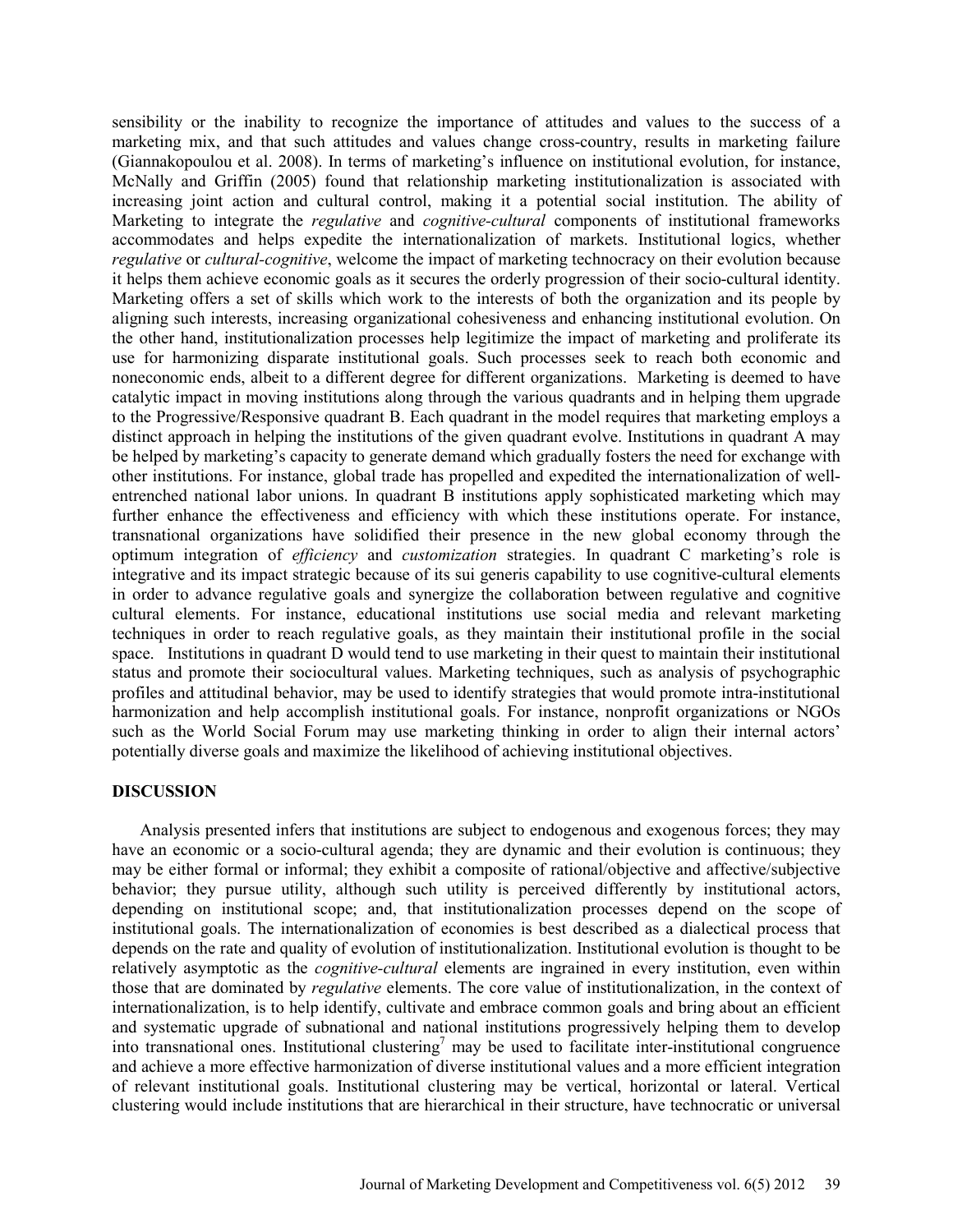sensibility or the inability to recognize the importance of attitudes and values to the success of a marketing mix, and that such attitudes and values change cross-country, results in marketing failure (Giannakopoulou et al. 2008). In terms of marketing's influence on institutional evolution, for instance, McNally and Griffin (2005) found that relationship marketing institutionalization is associated with increasing joint action and cultural control, making it a potential social institution. The ability of Marketing to integrate the *regulative* and *cognitive-cultural* components of institutional frameworks accommodates and helps expedite the internationalization of markets. Institutional logics, whether *regulative* or *cultural-cognitive*, welcome the impact of marketing technocracy on their evolution because it helps them achieve economic goals as it secures the orderly progression of their socio-cultural identity. Marketing offers a set of skills which work to the interests of both the organization and its people by aligning such interests, increasing organizational cohesiveness and enhancing institutional evolution. On the other hand, institutionalization processes help legitimize the impact of marketing and proliferate its use for harmonizing disparate institutional goals. Such processes seek to reach both economic and noneconomic ends, albeit to a different degree for different organizations. Marketing is deemed to have catalytic impact in moving institutions along through the various quadrants and in helping them upgrade to the Progressive/Responsive quadrant B. Each quadrant in the model requires that marketing employs a distinct approach in helping the institutions of the given quadrant evolve. Institutions in quadrant A may be helped by marketing's capacity to generate demand which gradually fosters the need for exchange with other institutions. For instance, global trade has propelled and expedited the internationalization of well-entrenched national labor unions. In quadrant B institutions apply sophisticated marketing which may further enhance the effectiveness and efficiency with which these institutions operate. For instance, transnational organizations have solidified their presence in the new global economy through the optimum integration of *efficiency* and *customization* strategies. In quadrant C marketing's role is integrative and its impact strategic because of its sui generis capability to use cognitive-cultural elements in order to advance regulative goals and synergize the collaboration between regulative and cognitive cultural elements. For instance, educational institutions use social media and relevant marketing techniques in order to reach regulative goals, as they maintain their institutional profile in the social space. Institutions in quadrant D would tend to use marketing in their quest to maintain their institutional status and promote their sociocultural values. Marketing techniques, such as analysis of psychographic profiles and attitudinal behavior, may be used to identify strategies that would promote intra-institutional harmonization and help accomplish institutional goals. For instance, nonprofit organizations or NGOs such as the World Social Forum may use marketing thinking in order to align their internal actors' potentially diverse goals and maximize the likelihood of achieving institutional objectives.

## DISCUSSION

Analysis presented infers that institutions are subject to endogenous and exogenous forces; they may have an economic or a socio-cultural agenda; they are dynamic and their evolution is continuous; they may be either formal or informal; they exhibit a composite of rational/objective and affective/subjective behavior; they pursue utility, although such utility is perceived differently by institutional actors, depending on institutional scope; and, that institutionalization processes depend on the scope of institutional goals. The internationalization of economies is best described as a dialectical process that depends on the rate and quality of evolution of institutionalization. Institutional evolution is thought to be relatively asymptotic as the *cognitive-cultural* elements are ingrained in every institution, even within those that are dominated by *regulative* elements. The core value of institutionalization, in the context of internationalization, is to help identify, cultivate and embrace common goals and bring about an efficient and systematic upgrade of subnational and national institutions progressively helping them to develop into transnational ones. Institutional clustering[7] may be used to facilitate inter-institutional congruence and achieve a more effective harmonization of diverse institutional values and a more efficient integration of relevant institutional goals. Institutional clustering may be vertical, horizontal or lateral. Vertical clustering would include institutions that are hierarchical in their structure, have technocratic or universal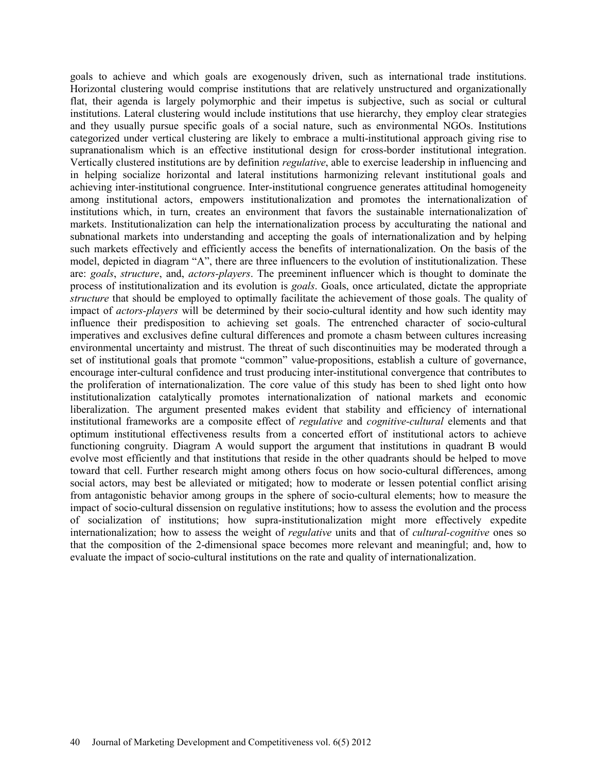goals to achieve and which goals are exogenously driven, such as international trade institutions. Horizontal clustering would comprise institutions that are relatively unstructured and organizationally flat, their agenda is largely polymorphic and their impetus is subjective, such as social or cultural institutions. Lateral clustering would include institutions that use hierarchy, they employ clear strategies and they usually pursue specific goals of a social nature, such as environmental NGOs. Institutions categorized under vertical clustering are likely to embrace a multi-institutional approach giving rise to supranationalism which is an effective institutional design for cross-border institutional integration. Vertically clustered institutions are by definition *regulative*, able to exercise leadership in influencing and in helping socialize horizontal and lateral institutions harmonizing relevant institutional goals and achieving inter-institutional congruence. Inter-institutional congruence generates attitudinal homogeneity among institutional actors, empowers institutionalization and promotes the internationalization of institutions which, in turn, creates an environment that favors the sustainable internationalization of markets. Institutionalization can help the internationalization process by acculturating the national and subnational markets into understanding and accepting the goals of internationalization and by helping such markets effectively and efficiently access the benefits of internationalization. On the basis of the model, depicted in diagram "A", there are three influencers to the evolution of institutionalization. These are: *goals*, *structure*, and, *actors-players*. The preeminent influencer which is thought to dominate the process of institutionalization and its evolution is *goals*. Goals, once articulated, dictate the appropriate *structure* that should be employed to optimally facilitate the achievement of those goals. The quality of impact of *actors-players* will be determined by their socio-cultural identity and how such identity may influence their predisposition to achieving set goals. The entrenched character of socio-cultural imperatives and exclusives define cultural differences and promote a chasm between cultures increasing environmental uncertainty and mistrust. The threat of such discontinuities may be moderated through a set of institutional goals that promote "common" value-propositions, establish a culture of governance, encourage inter-cultural confidence and trust producing inter-institutional convergence that contributes to the proliferation of internationalization. The core value of this study has been to shed light onto how institutionalization catalytically promotes internationalization of national markets and economic liberalization. The argument presented makes evident that stability and efficiency of international institutional frameworks are a composite effect of *regulative* and *cognitive-cultural* elements and that optimum institutional effectiveness results from a concerted effort of institutional actors to achieve functioning congruity. Diagram A would support the argument that institutions in quadrant B would evolve most efficiently and that institutions that reside in the other quadrants should be helped to move toward that cell. Further research might among others focus on how socio-cultural differences, among social actors, may best be alleviated or mitigated; how to moderate or lessen potential conflict arising from antagonistic behavior among groups in the sphere of socio-cultural elements; how to measure the impact of socio-cultural dissension on regulative institutions; how to assess the evolution and the process of socialization of institutions; how supra-institutionalization might more effectively expedite internationalization; how to assess the weight of *regulative* units and that of *cultural-cognitive* ones so that the composition of the 2-dimensional space becomes more relevant and meaningful; and, how to evaluate the impact of socio-cultural institutions on the rate and quality of internationalization.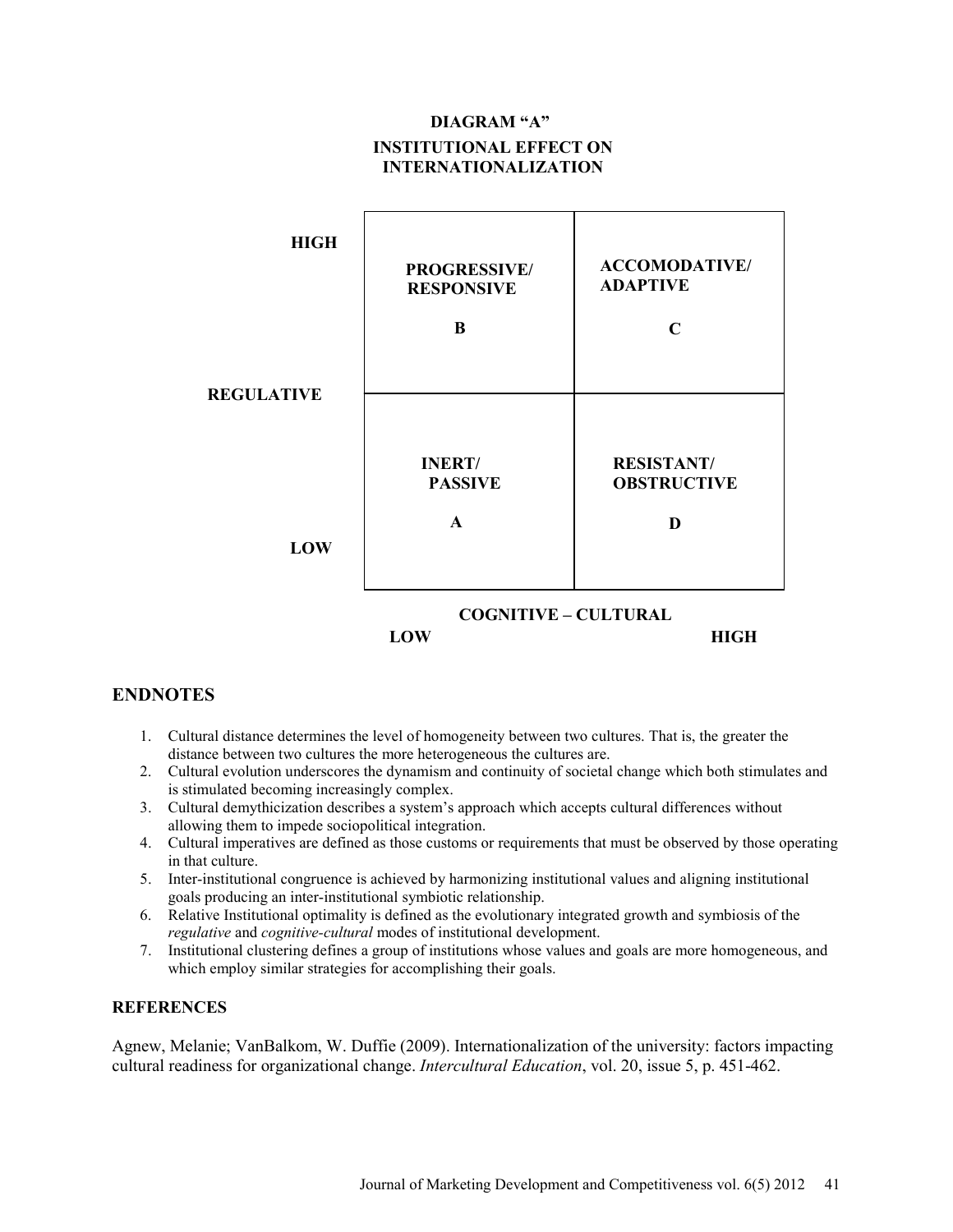**DIAGRAM "A"**

**INSTITUTIONAL EFFECT ON INTERNATIONALIZATION**

| REGULATIVE | COGNITIVE – CULTURAL: LOW | COGNITIVE – CULTURAL: HIGH |
|---|---|---|
| HIGH | **PROGRESSIVE/ RESPONSIVE** B | **ACCOMODATIVE/ ADAPTIVE** C |
| LOW | **INERT/ PASSIVE** A | **RESISTANT/ OBSTRUCTIVE** D |

## ENDNOTES

1. Cultural distance determines the level of homogeneity between two cultures. That is, the greater the distance between two cultures the more heterogeneous the cultures are.
2. Cultural evolution underscores the dynamism and continuity of societal change which both stimulates and is stimulated becoming increasingly complex.
3. Cultural demythicization describes a system's approach which accepts cultural differences without allowing them to impede sociopolitical integration.
4. Cultural imperatives are defined as those customs or requirements that must be observed by those operating in that culture.
5. Inter-institutional congruence is achieved by harmonizing institutional values and aligning institutional goals producing an inter-institutional symbiotic relationship.
6. Relative Institutional optimality is defined as the evolutionary integrated growth and symbiosis of the *regulative* and *cognitive-cultural* modes of institutional development.
7. Institutional clustering defines a group of institutions whose values and goals are more homogeneous, and which employ similar strategies for accomplishing their goals.

### REFERENCES

Agnew, Melanie; VanBalkom, W. Duffie (2009). Internationalization of the university: factors impacting cultural readiness for organizational change. *Intercultural Education*, vol. 20, issue 5, p. 451-462.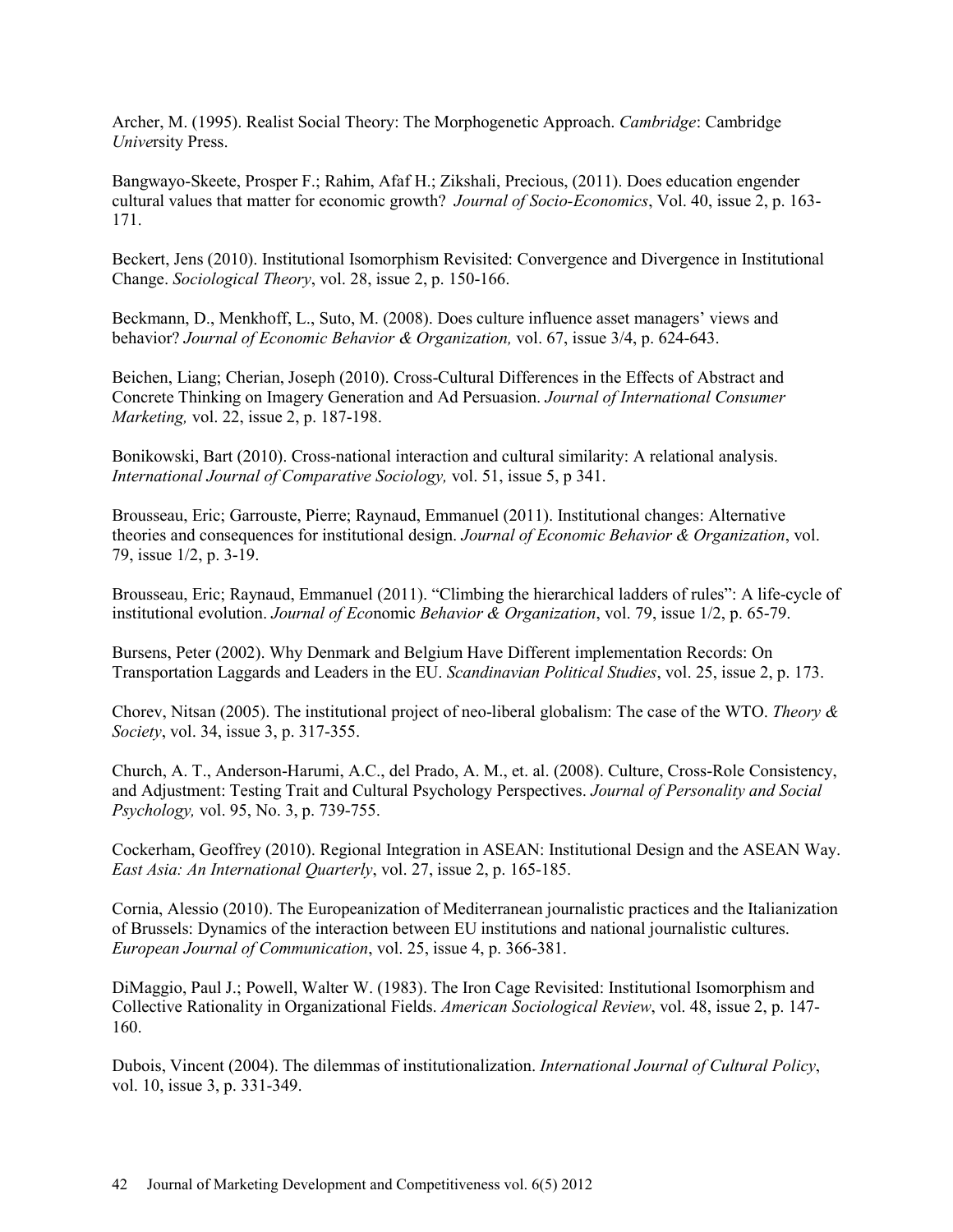Archer, M. (1995). Realist Social Theory: The Morphogenetic Approach. *Cambridge*: Cambridge *Unive*rsity Press.

Bangwayo-Skeete, Prosper F.; Rahim, Afaf H.; Zikshali, Precious, (2011). Does education engender cultural values that matter for economic growth? *Journal of Socio-Economics*, Vol. 40, issue 2, p. 163-171.

Beckert, Jens (2010). Institutional Isomorphism Revisited: Convergence and Divergence in Institutional Change. *Sociological Theory*, vol. 28, issue 2, p. 150-166.

Beckmann, D., Menkhoff, L., Suto, M. (2008). Does culture influence asset managers' views and behavior? *Journal of Economic Behavior & Organization,* vol. 67, issue 3/4, p. 624-643.

Beichen, Liang; Cherian, Joseph (2010). Cross-Cultural Differences in the Effects of Abstract and Concrete Thinking on Imagery Generation and Ad Persuasion. *Journal of International Consumer Marketing,* vol. 22, issue 2, p. 187-198.

Bonikowski, Bart (2010). Cross-national interaction and cultural similarity: A relational analysis. *International Journal of Comparative Sociology,* vol. 51, issue 5, p 341.

Brousseau, Eric; Garrouste, Pierre; Raynaud, Emmanuel (2011). Institutional changes: Alternative theories and consequences for institutional design. *Journal of Economic Behavior & Organization*, vol. 79, issue 1/2, p. 3-19.

Brousseau, Eric; Raynaud, Emmanuel (2011). "Climbing the hierarchical ladders of rules": A life-cycle of institutional evolution. *Journal of Eco*nomic *Behavior & Organization*, vol. 79, issue 1/2, p. 65-79.

Bursens, Peter (2002). Why Denmark and Belgium Have Different implementation Records: On Transportation Laggards and Leaders in the EU. *Scandinavian Political Studies*, vol. 25, issue 2, p. 173.

Chorev, Nitsan (2005). The institutional project of neo-liberal globalism: The case of the WTO. *Theory & Society*, vol. 34, issue 3, p. 317-355.

Church, A. T., Anderson-Harumi, A.C., del Prado, A. M., et. al. (2008). Culture, Cross-Role Consistency, and Adjustment: Testing Trait and Cultural Psychology Perspectives. *Journal of Personality and Social Psychology,* vol. 95, No. 3, p. 739-755.

Cockerham, Geoffrey (2010). Regional Integration in ASEAN: Institutional Design and the ASEAN Way. *East Asia: An International Quarterly*, vol. 27, issue 2, p. 165-185.

Cornia, Alessio (2010). The Europeanization of Mediterranean journalistic practices and the Italianization of Brussels: Dynamics of the interaction between EU institutions and national journalistic cultures. *European Journal of Communication*, vol. 25, issue 4, p. 366-381.

DiMaggio, Paul J.; Powell, Walter W. (1983). The Iron Cage Revisited: Institutional Isomorphism and Collective Rationality in Organizational Fields. *American Sociological Review*, vol. 48, issue 2, p. 147-160.

Dubois, Vincent (2004). The dilemmas of institutionalization. *International Journal of Cultural Policy*, vol. 10, issue 3, p. 331-349.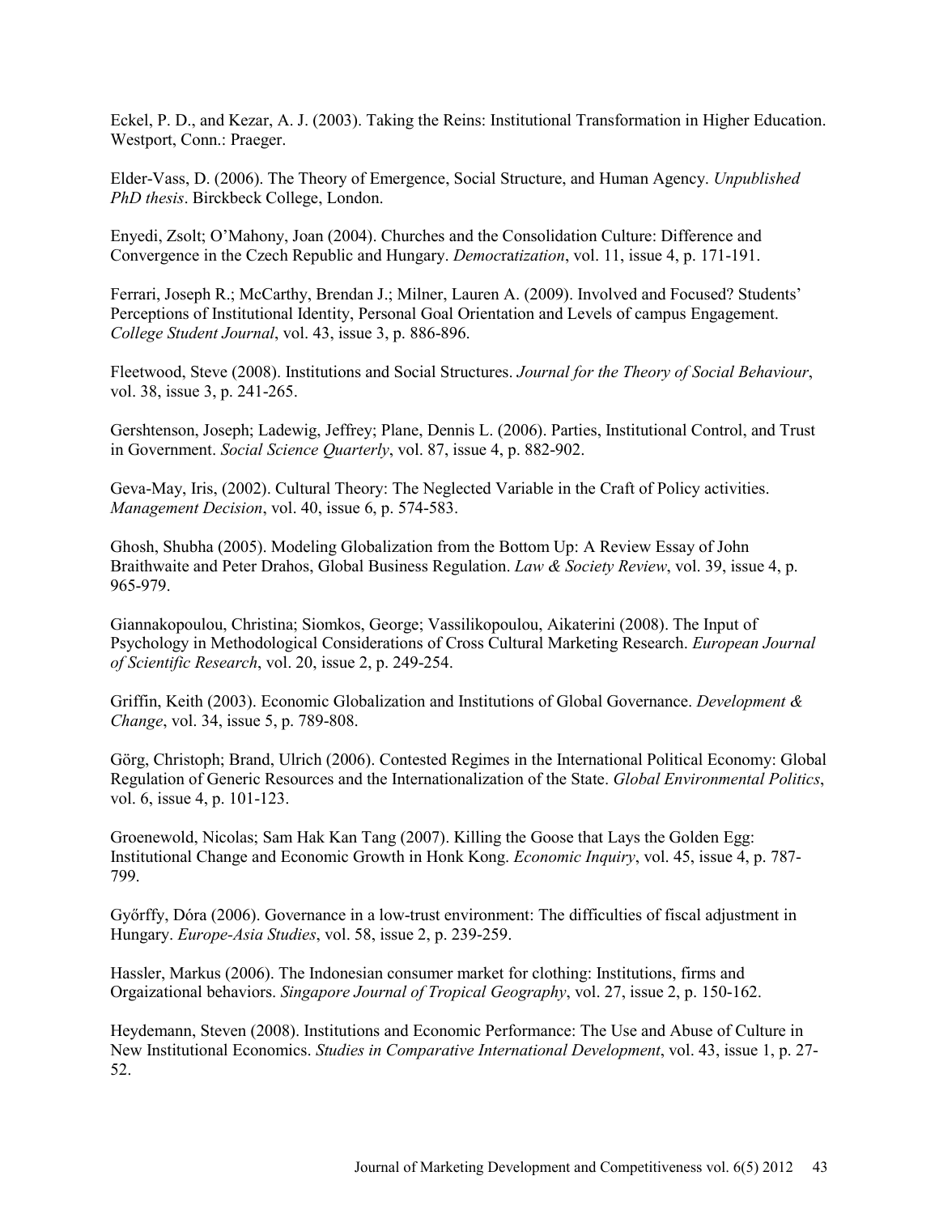Eckel, P. D., and Kezar, A. J. (2003). Taking the Reins: Institutional Transformation in Higher Education. Westport, Conn.: Praeger.

Elder-Vass, D. (2006). The Theory of Emergence, Social Structure, and Human Agency. *Unpublished PhD thesis*. Birckbeck College, London.

Enyedi, Zsolt; O'Mahony, Joan (2004). Churches and the Consolidation Culture: Difference and Convergence in the Czech Republic and Hungary. *Democratization*, vol. 11, issue 4, p. 171-191.

Ferrari, Joseph R.; McCarthy, Brendan J.; Milner, Lauren A. (2009). Involved and Focused? Students' Perceptions of Institutional Identity, Personal Goal Orientation and Levels of campus Engagement. *College Student Journal*, vol. 43, issue 3, p. 886-896.

Fleetwood, Steve (2008). Institutions and Social Structures. *Journal for the Theory of Social Behaviour*, vol. 38, issue 3, p. 241-265.

Gershtenson, Joseph; Ladewig, Jeffrey; Plane, Dennis L. (2006). Parties, Institutional Control, and Trust in Government. *Social Science Quarterly*, vol. 87, issue 4, p. 882-902.

Geva-May, Iris, (2002). Cultural Theory: The Neglected Variable in the Craft of Policy activities. *Management Decision*, vol. 40, issue 6, p. 574-583.

Ghosh, Shubha (2005). Modeling Globalization from the Bottom Up: A Review Essay of John Braithwaite and Peter Drahos, Global Business Regulation. *Law & Society Review*, vol. 39, issue 4, p. 965-979.

Giannakopoulou, Christina; Siomkos, George; Vassilikopoulou, Aikaterini (2008). The Input of Psychology in Methodological Considerations of Cross Cultural Marketing Research. *European Journal of Scientific Research*, vol. 20, issue 2, p. 249-254.

Griffin, Keith (2003). Economic Globalization and Institutions of Global Governance. *Development & Change*, vol. 34, issue 5, p. 789-808.

Görg, Christoph; Brand, Ulrich (2006). Contested Regimes in the International Political Economy: Global Regulation of Generic Resources and the Internationalization of the State. *Global Environmental Politics*, vol. 6, issue 4, p. 101-123.

Groenewold, Nicolas; Sam Hak Kan Tang (2007). Killing the Goose that Lays the Golden Egg: Institutional Change and Economic Growth in Honk Kong. *Economic Inquiry*, vol. 45, issue 4, p. 787-799.

Győrffy, Dóra (2006). Governance in a low-trust environment: The difficulties of fiscal adjustment in Hungary. *Europe-Asia Studies*, vol. 58, issue 2, p. 239-259.

Hassler, Markus (2006). The Indonesian consumer market for clothing: Institutions, firms and Orgaizational behaviors. *Singapore Journal of Tropical Geography*, vol. 27, issue 2, p. 150-162.

Heydemann, Steven (2008). Institutions and Economic Performance: The Use and Abuse of Culture in New Institutional Economics. *Studies in Comparative International Development*, vol. 43, issue 1, p. 27-52.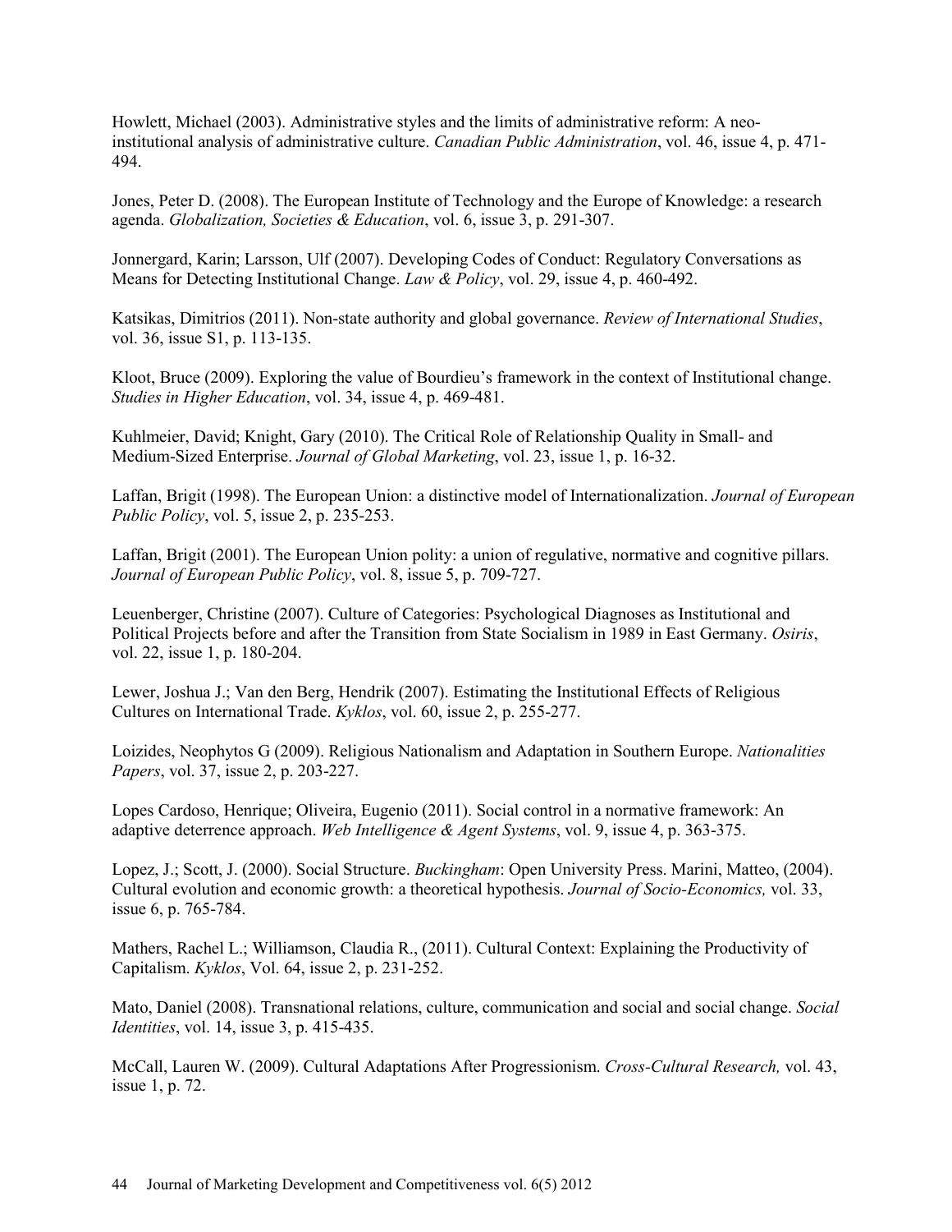Howlett, Michael (2003). Administrative styles and the limits of administrative reform: A neo-institutional analysis of administrative culture. *Canadian Public Administration*, vol. 46, issue 4, p. 471-494.

Jones, Peter D. (2008). The European Institute of Technology and the Europe of Knowledge: a research agenda. *Globalization, Societies & Education*, vol. 6, issue 3, p. 291-307.

Jonnergard, Karin; Larsson, Ulf (2007). Developing Codes of Conduct: Regulatory Conversations as Means for Detecting Institutional Change. *Law & Policy*, vol. 29, issue 4, p. 460-492.

Katsikas, Dimitrios (2011). Non-state authority and global governance. *Review of International Studies*, vol. 36, issue S1, p. 113-135.

Kloot, Bruce (2009). Exploring the value of Bourdieu's framework in the context of Institutional change. *Studies in Higher Education*, vol. 34, issue 4, p. 469-481.

Kuhlmeier, David; Knight, Gary (2010). The Critical Role of Relationship Quality in Small- and Medium-Sized Enterprise. *Journal of Global Marketing*, vol. 23, issue 1, p. 16-32.

Laffan, Brigit (1998). The European Union: a distinctive model of Internationalization. *Journal of European Public Policy*, vol. 5, issue 2, p. 235-253.

Laffan, Brigit (2001). The European Union polity: a union of regulative, normative and cognitive pillars. *Journal of European Public Policy*, vol. 8, issue 5, p. 709-727.

Leuenberger, Christine (2007). Culture of Categories: Psychological Diagnoses as Institutional and Political Projects before and after the Transition from State Socialism in 1989 in East Germany. *Osiris*, vol. 22, issue 1, p. 180-204.

Lewer, Joshua J.; Van den Berg, Hendrik (2007). Estimating the Institutional Effects of Religious Cultures on International Trade. *Kyklos*, vol. 60, issue 2, p. 255-277.

Loizides, Neophytos G (2009). Religious Nationalism and Adaptation in Southern Europe. *Nationalities Papers*, vol. 37, issue 2, p. 203-227.

Lopes Cardoso, Henrique; Oliveira, Eugenio (2011). Social control in a normative framework: An adaptive deterrence approach. *Web Intelligence & Agent Systems*, vol. 9, issue 4, p. 363-375.

Lopez, J.; Scott, J. (2000). Social Structure. *Buckingham*: Open University Press. Marini, Matteo, (2004). Cultural evolution and economic growth: a theoretical hypothesis. *Journal of Socio-Economics,* vol. 33, issue 6, p. 765-784.

Mathers, Rachel L.; Williamson, Claudia R., (2011). Cultural Context: Explaining the Productivity of Capitalism. *Kyklos*, Vol. 64, issue 2, p. 231-252.

Mato, Daniel (2008). Transnational relations, culture, communication and social and social change. *Social Identities*, vol. 14, issue 3, p. 415-435.

McCall, Lauren W. (2009). Cultural Adaptations After Progressionism. *Cross-Cultural Research,* vol. 43, issue 1, p. 72.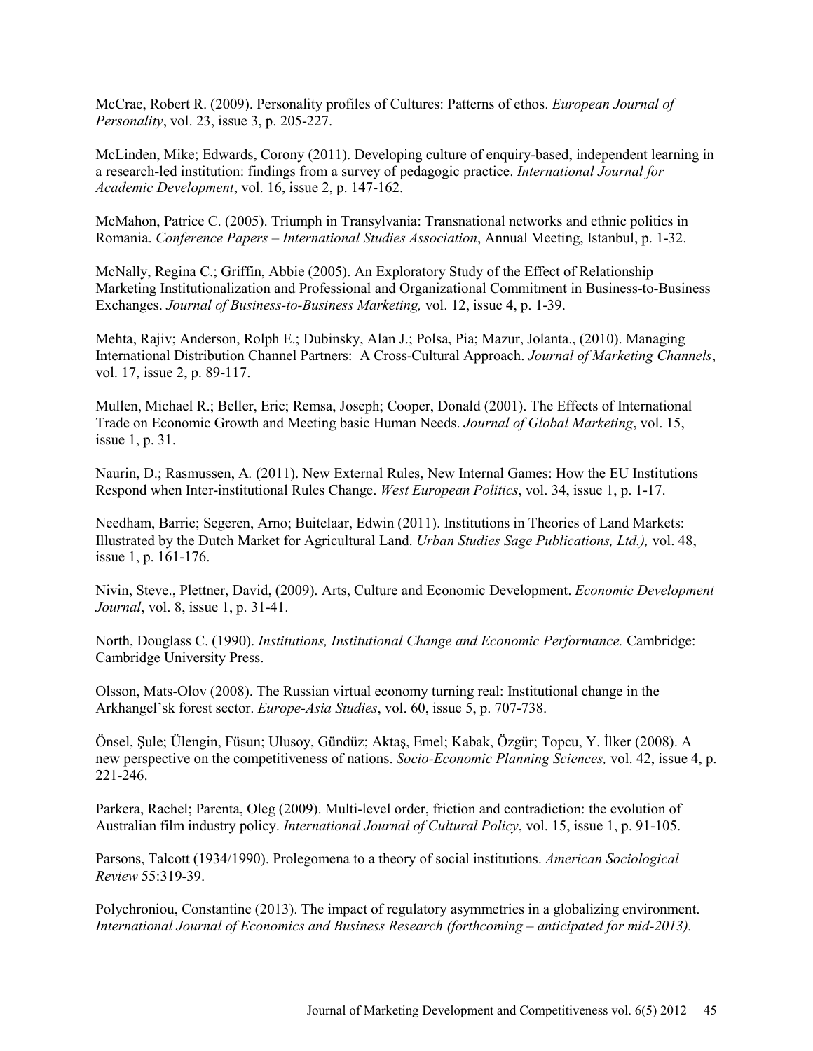McCrae, Robert R. (2009). Personality profiles of Cultures: Patterns of ethos. *European Journal of Personality*, vol. 23, issue 3, p. 205-227.

McLinden, Mike; Edwards, Corony (2011). Developing culture of enquiry-based, independent learning in a research-led institution: findings from a survey of pedagogic practice. *International Journal for Academic Development*, vol. 16, issue 2, p. 147-162.

McMahon, Patrice C. (2005). Triumph in Transylvania: Transnational networks and ethnic politics in Romania. *Conference Papers – International Studies Association*, Annual Meeting, Istanbul, p. 1-32.

McNally, Regina C.; Griffin, Abbie (2005). An Exploratory Study of the Effect of Relationship Marketing Institutionalization and Professional and Organizational Commitment in Business-to-Business Exchanges. *Journal of Business-to-Business Marketing,* vol. 12, issue 4, p. 1-39.

Mehta, Rajiv; Anderson, Rolph E.; Dubinsky, Alan J.; Polsa, Pia; Mazur, Jolanta., (2010). Managing International Distribution Channel Partners: A Cross-Cultural Approach. *Journal of Marketing Channels*, vol. 17, issue 2, p. 89-117.

Mullen, Michael R.; Beller, Eric; Remsa, Joseph; Cooper, Donald (2001). The Effects of International Trade on Economic Growth and Meeting basic Human Needs. *Journal of Global Marketing*, vol. 15, issue 1, p. 31.

Naurin, D.; Rasmussen, A. (2011). New External Rules, New Internal Games: How the EU Institutions Respond when Inter-institutional Rules Change. *West European Politics*, vol. 34, issue 1, p. 1-17.

Needham, Barrie; Segeren, Arno; Buitelaar, Edwin (2011). Institutions in Theories of Land Markets: Illustrated by the Dutch Market for Agricultural Land. *Urban Studies Sage Publications, Ltd.),* vol. 48, issue 1, p. 161-176.

Nivin, Steve., Plettner, David, (2009). Arts, Culture and Economic Development. *Economic Development Journal*, vol. 8, issue 1, p. 31-41.

North, Douglass C. (1990). *Institutions, Institutional Change and Economic Performance.* Cambridge: Cambridge University Press.

Olsson, Mats-Olov (2008). The Russian virtual economy turning real: Institutional change in the Arkhangel'sk forest sector. *Europe-Asia Studies*, vol. 60, issue 5, p. 707-738.

Önsel, Şule; Ülengin, Füsun; Ulusoy, Gündüz; Aktaş, Emel; Kabak, Özgür; Topcu, Y. İlker (2008). A new perspective on the competitiveness of nations. *Socio-Economic Planning Sciences,* vol. 42, issue 4, p. 221-246.

Parkera, Rachel; Parenta, Oleg (2009). Multi-level order, friction and contradiction: the evolution of Australian film industry policy. *International Journal of Cultural Policy*, vol. 15, issue 1, p. 91-105.

Parsons, Talcott (1934/1990). Prolegomena to a theory of social institutions. *American Sociological Review* 55:319-39.

Polychroniou, Constantine (2013). The impact of regulatory asymmetries in a globalizing environment. *International Journal of Economics and Business Research (forthcoming – anticipated for mid-2013).*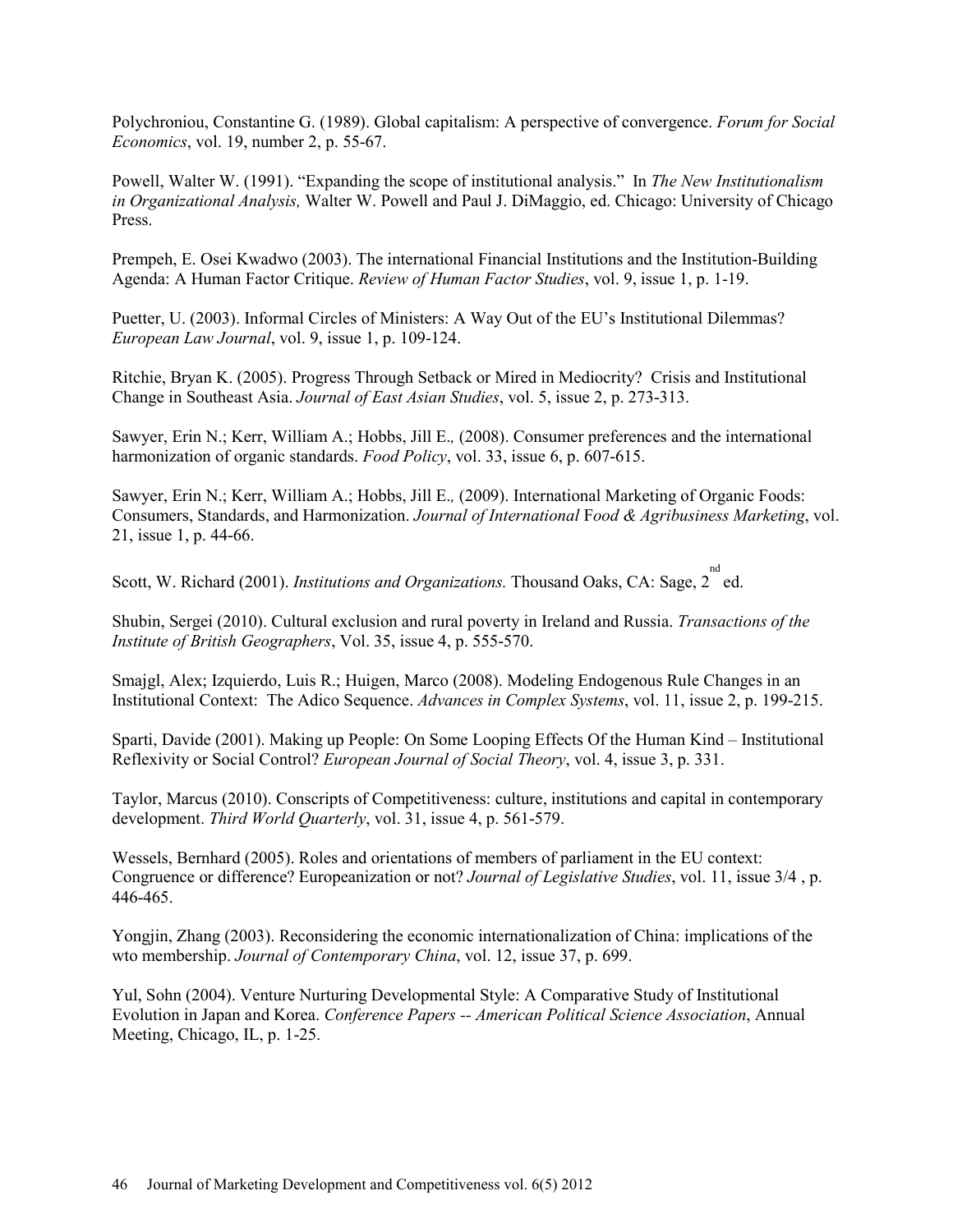Polychroniou, Constantine G. (1989). Global capitalism: A perspective of convergence. *Forum for Social Economics*, vol. 19, number 2, p. 55-67.

Powell, Walter W. (1991). "Expanding the scope of institutional analysis." In *The New Institutionalism in Organizational Analysis,* Walter W. Powell and Paul J. DiMaggio, ed. Chicago: University of Chicago Press.

Prempeh, E. Osei Kwadwo (2003). The international Financial Institutions and the Institution-Building Agenda: A Human Factor Critique. *Review of Human Factor Studies*, vol. 9, issue 1, p. 1-19.

Puetter, U. (2003). Informal Circles of Ministers: A Way Out of the EU's Institutional Dilemmas? *European Law Journal*, vol. 9, issue 1, p. 109-124.

Ritchie, Bryan K. (2005). Progress Through Setback or Mired in Mediocrity? Crisis and Institutional Change in Southeast Asia. *Journal of East Asian Studies*, vol. 5, issue 2, p. 273-313.

Sawyer, Erin N.; Kerr, William A.; Hobbs, Jill E*.,* (2008). Consumer preferences and the international harmonization of organic standards. *Food Policy*, vol. 33, issue 6, p. 607-615.

Sawyer, Erin N.; Kerr, William A.; Hobbs, Jill E*.,* (2009). International Marketing of Organic Foods: Consumers, Standards, and Harmonization. *Journal of International* F*ood & Agribusiness Marketing*, vol. 21, issue 1, p. 44-66.

Scott, W. Richard (2001). *Institutions and Organizations.* Thousand Oaks, CA: Sage, 2nd ed.

Shubin, Sergei (2010). Cultural exclusion and rural poverty in Ireland and Russia. *Transactions of the Institute of British Geographers*, Vol. 35, issue 4, p. 555-570.

Smajgl, Alex; Izquierdo, Luis R.; Huigen, Marco (2008). Modeling Endogenous Rule Changes in an Institutional Context: The Adico Sequence. *Advances in Complex Systems*, vol. 11, issue 2, p. 199-215.

Sparti, Davide (2001). Making up People: On Some Looping Effects Of the Human Kind – Institutional Reflexivity or Social Control? *European Journal of Social Theory*, vol. 4, issue 3, p. 331.

Taylor, Marcus (2010). Conscripts of Competitiveness: culture, institutions and capital in contemporary development. *Third World Quarterly*, vol. 31, issue 4, p. 561-579.

Wessels, Bernhard (2005). Roles and orientations of members of parliament in the EU context: Congruence or difference? Europeanization or not? *Journal of Legislative Studies*, vol. 11, issue 3/4 , p. 446-465.

Yongjin, Zhang (2003). Reconsidering the economic internationalization of China: implications of the wto membership. *Journal of Contemporary China*, vol. 12, issue 37, p. 699.

Yul, Sohn (2004). Venture Nurturing Developmental Style: A Comparative Study of Institutional Evolution in Japan and Korea. *Conference Papers -- American Political Science Association*, Annual Meeting, Chicago, IL, p. 1-25.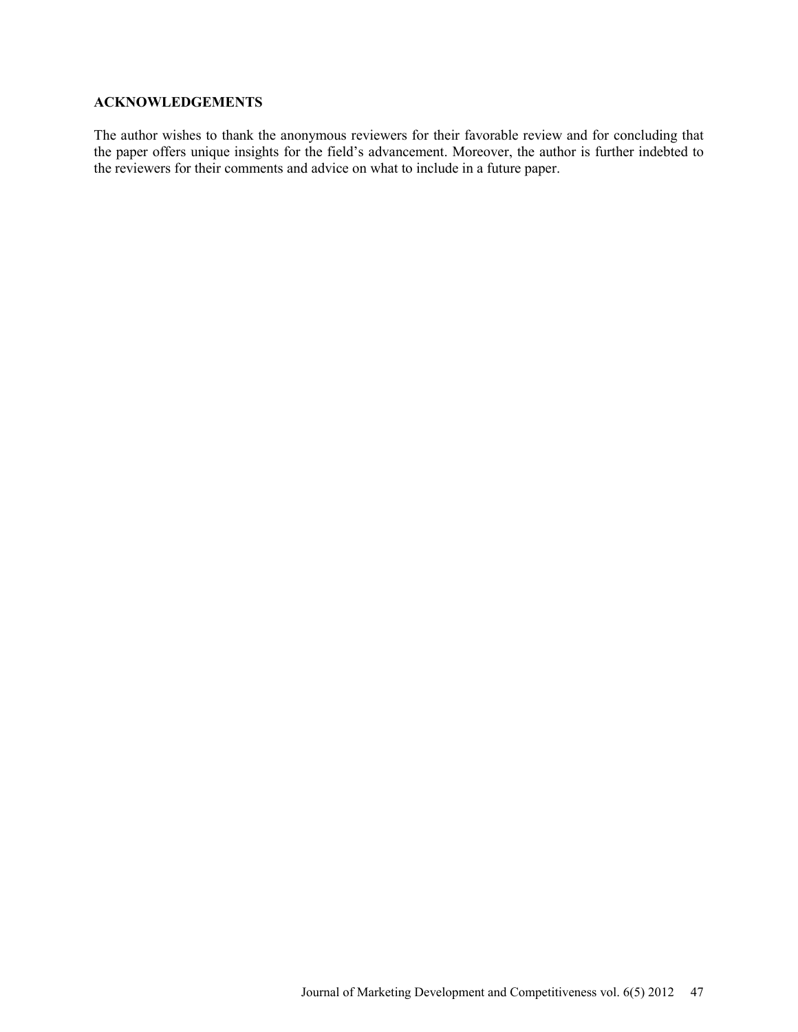## ACKNOWLEDGEMENTS

The author wishes to thank the anonymous reviewers for their favorable review and for concluding that the paper offers unique insights for the field's advancement. Moreover, the author is further indebted to the reviewers for their comments and advice on what to include in a future paper.